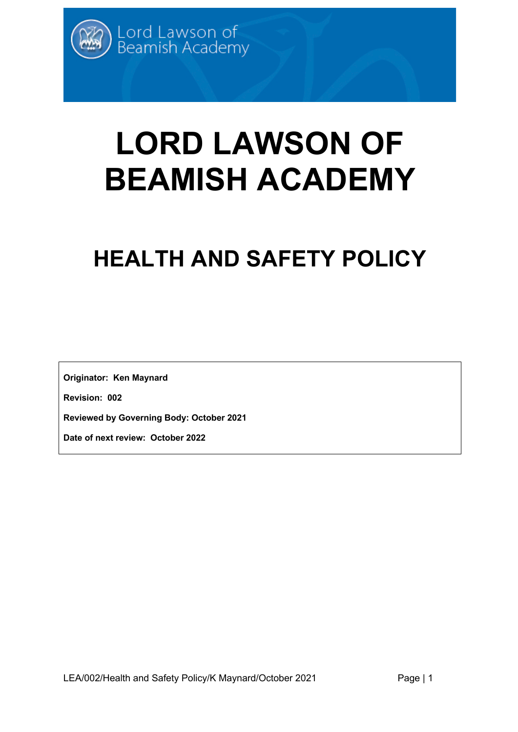# LORD LAWSON OF BEAMISH ACADEMY

## HEALTH AND SAFETY POLICY

**Originator: Ken Maynard**

**Revision: 002**

**Reviewed by Governing Body: October 2021**

**Date of next review: October 2022**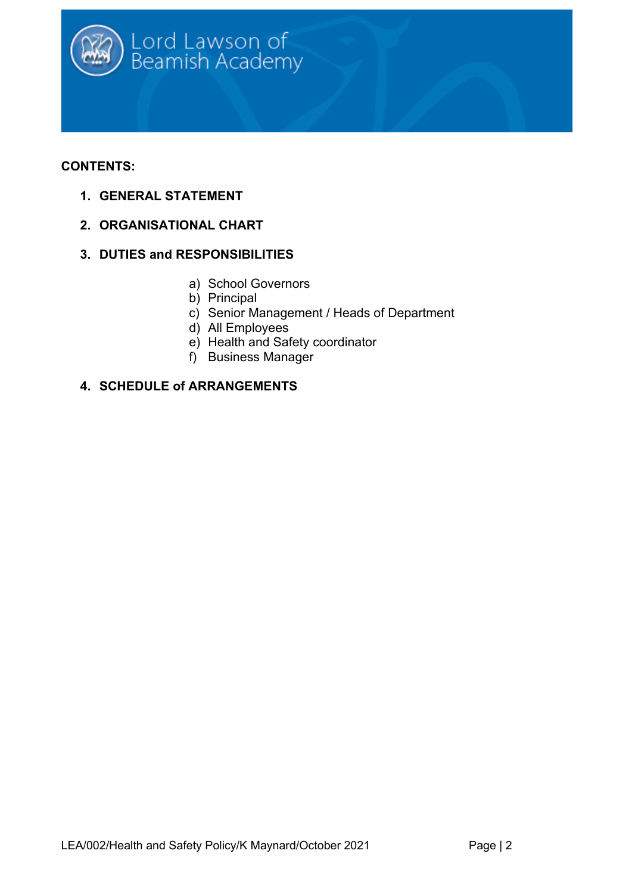**CONTENTS:**

1. **GENERAL STATEMENT**

2. **ORGANISATIONAL CHART**

3. **DUTIES and RESPONSIBILITIES**

   a) School Governors
   b) Principal
   c) Senior Management / Heads of Department
   d) All Employees
   e) Health and Safety coordinator
   f) Business Manager

4. **SCHEDULE of ARRANGEMENTS**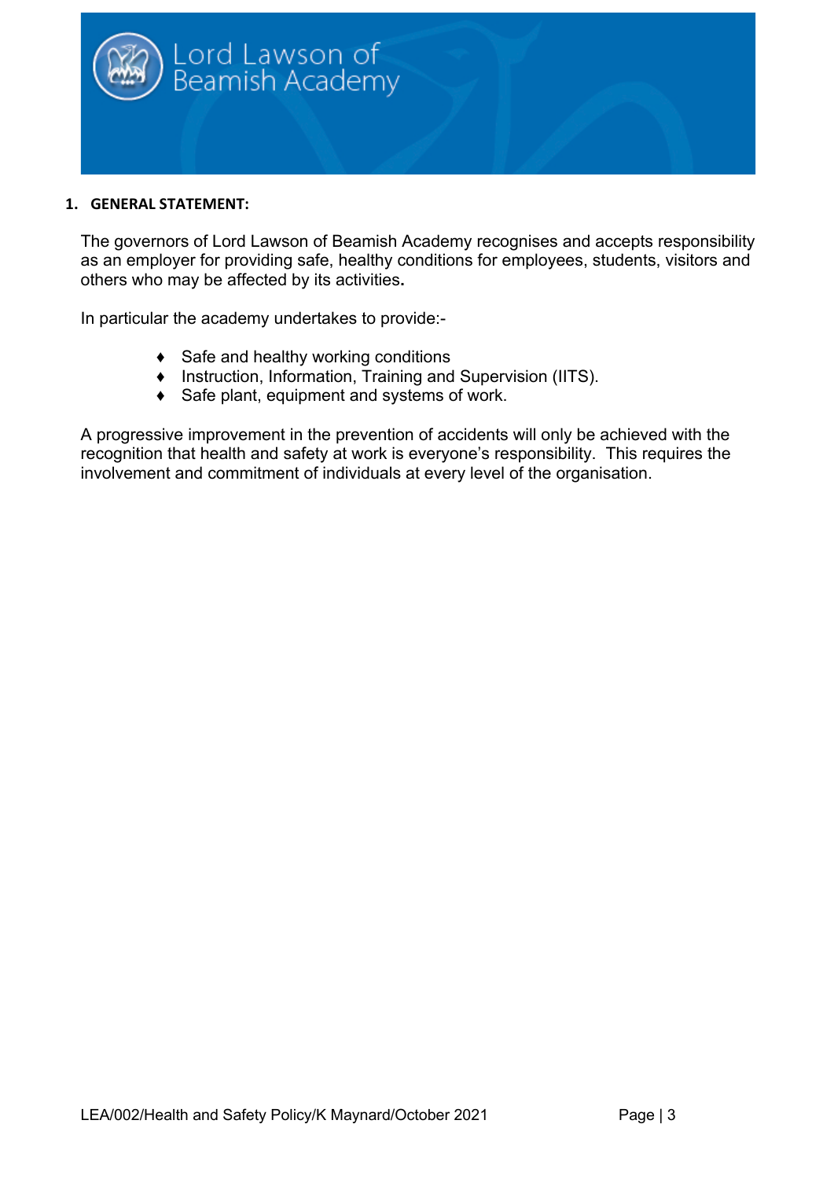## 1. GENERAL STATEMENT:

The governors of Lord Lawson of Beamish Academy recognises and accepts responsibility as an employer for providing safe, healthy conditions for employees, students, visitors and others who may be affected by its activities**.**

In particular the academy undertakes to provide:-

- Safe and healthy working conditions
- Instruction, Information, Training and Supervision (IITS).
- Safe plant, equipment and systems of work.

A progressive improvement in the prevention of accidents will only be achieved with the recognition that health and safety at work is everyone's responsibility. This requires the involvement and commitment of individuals at every level of the organisation.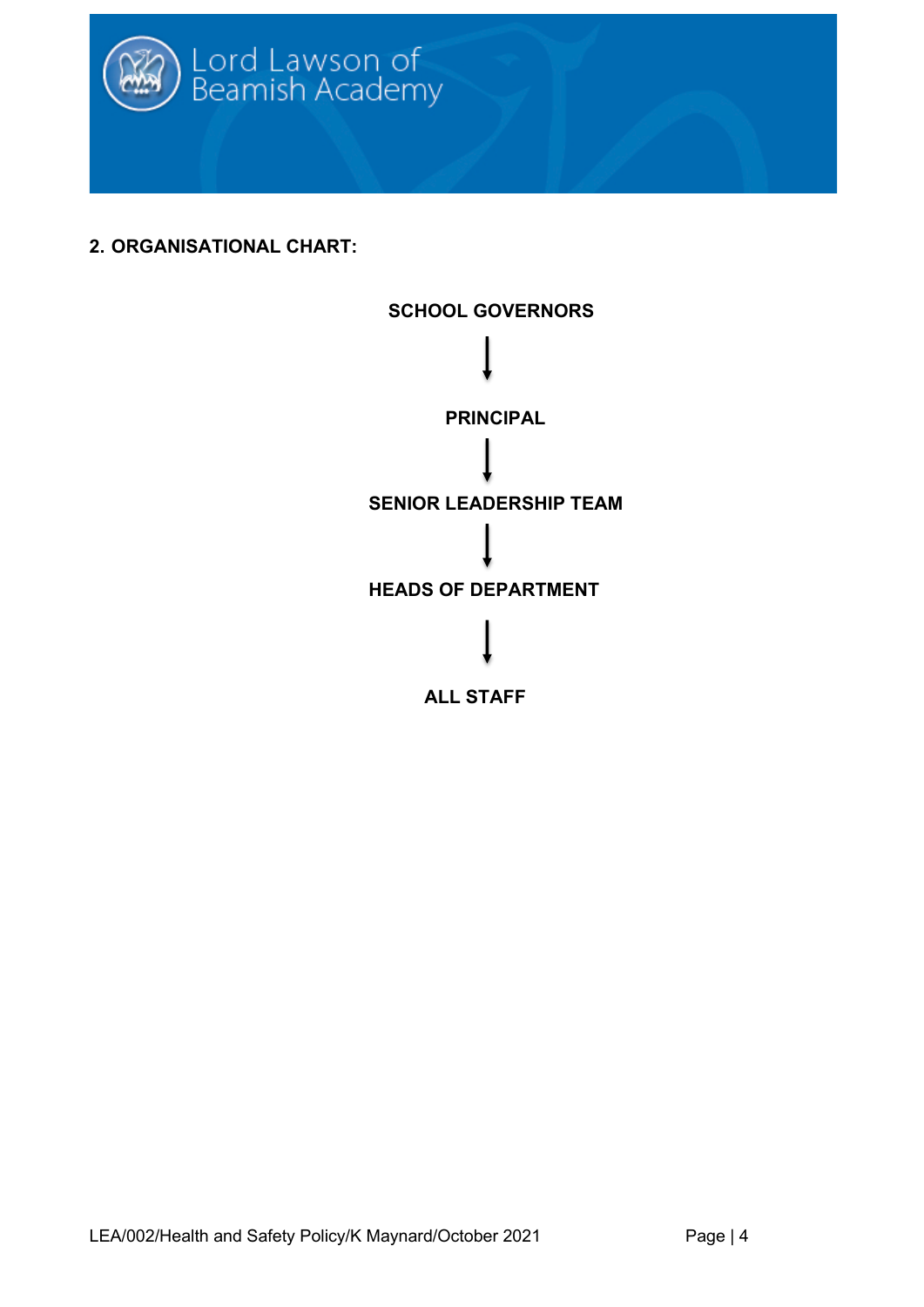## 2. ORGANISATIONAL CHART:

**SCHOOL GOVERNORS**

↓

**PRINCIPAL**

↓

**SENIOR LEADERSHIP TEAM**

↓

**HEADS OF DEPARTMENT**

↓

**ALL STAFF**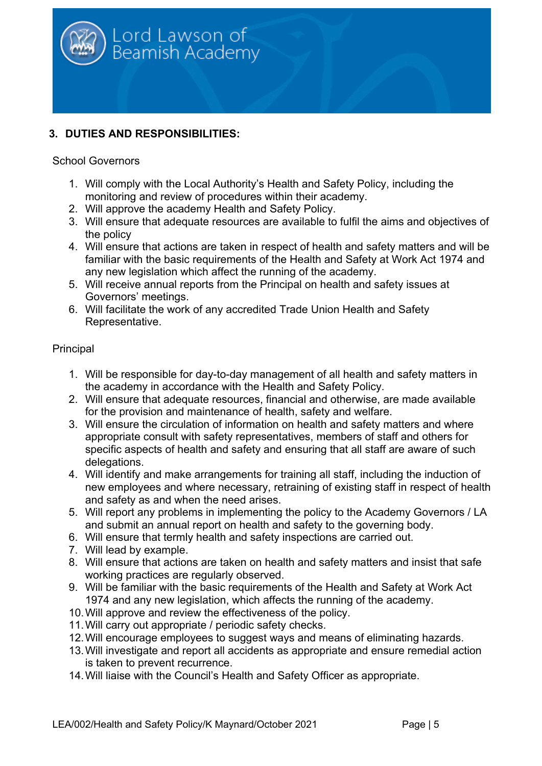## 3. DUTIES AND RESPONSIBILITIES:

School Governors

1. Will comply with the Local Authority's Health and Safety Policy, including the monitoring and review of procedures within their academy.
2. Will approve the academy Health and Safety Policy.
3. Will ensure that adequate resources are available to fulfil the aims and objectives of the policy
4. Will ensure that actions are taken in respect of health and safety matters and will be familiar with the basic requirements of the Health and Safety at Work Act 1974 and any new legislation which affect the running of the academy.
5. Will receive annual reports from the Principal on health and safety issues at Governors' meetings.
6. Will facilitate the work of any accredited Trade Union Health and Safety Representative.

Principal

1. Will be responsible for day-to-day management of all health and safety matters in the academy in accordance with the Health and Safety Policy.
2. Will ensure that adequate resources, financial and otherwise, are made available for the provision and maintenance of health, safety and welfare.
3. Will ensure the circulation of information on health and safety matters and where appropriate consult with safety representatives, members of staff and others for specific aspects of health and safety and ensuring that all staff are aware of such delegations.
4. Will identify and make arrangements for training all staff, including the induction of new employees and where necessary, retraining of existing staff in respect of health and safety as and when the need arises.
5. Will report any problems in implementing the policy to the Academy Governors / LA and submit an annual report on health and safety to the governing body.
6. Will ensure that termly health and safety inspections are carried out.
7. Will lead by example.
8. Will ensure that actions are taken on health and safety matters and insist that safe working practices are regularly observed.
9. Will be familiar with the basic requirements of the Health and Safety at Work Act 1974 and any new legislation, which affects the running of the academy.
10. Will approve and review the effectiveness of the policy.
11. Will carry out appropriate / periodic safety checks.
12. Will encourage employees to suggest ways and means of eliminating hazards.
13. Will investigate and report all accidents as appropriate and ensure remedial action is taken to prevent recurrence.
14. Will liaise with the Council's Health and Safety Officer as appropriate.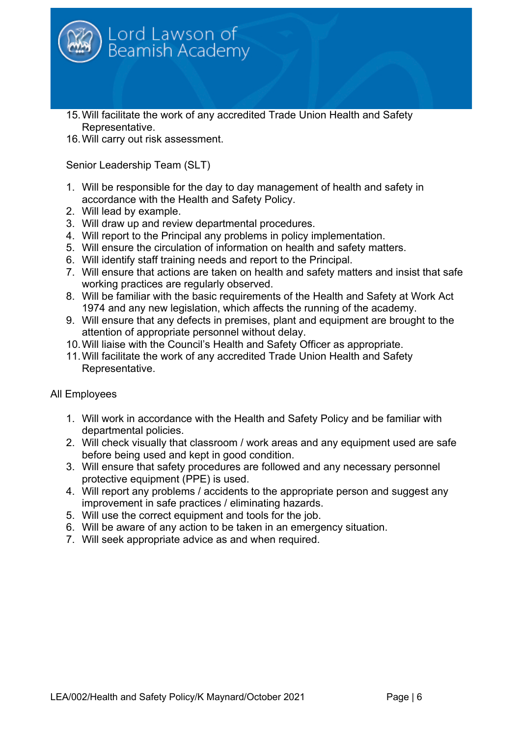15. Will facilitate the work of any accredited Trade Union Health and Safety Representative.
16. Will carry out risk assessment.

Senior Leadership Team (SLT)

1. Will be responsible for the day to day management of health and safety in accordance with the Health and Safety Policy.
2. Will lead by example.
3. Will draw up and review departmental procedures.
4. Will report to the Principal any problems in policy implementation.
5. Will ensure the circulation of information on health and safety matters.
6. Will identify staff training needs and report to the Principal.
7. Will ensure that actions are taken on health and safety matters and insist that safe working practices are regularly observed.
8. Will be familiar with the basic requirements of the Health and Safety at Work Act 1974 and any new legislation, which affects the running of the academy.
9. Will ensure that any defects in premises, plant and equipment are brought to the attention of appropriate personnel without delay.
10. Will liaise with the Council's Health and Safety Officer as appropriate.
11. Will facilitate the work of any accredited Trade Union Health and Safety Representative.

All Employees

1. Will work in accordance with the Health and Safety Policy and be familiar with departmental policies.
2. Will check visually that classroom / work areas and any equipment used are safe before being used and kept in good condition.
3. Will ensure that safety procedures are followed and any necessary personnel protective equipment (PPE) is used.
4. Will report any problems / accidents to the appropriate person and suggest any improvement in safe practices / eliminating hazards.
5. Will use the correct equipment and tools for the job.
6. Will be aware of any action to be taken in an emergency situation.
7. Will seek appropriate advice as and when required.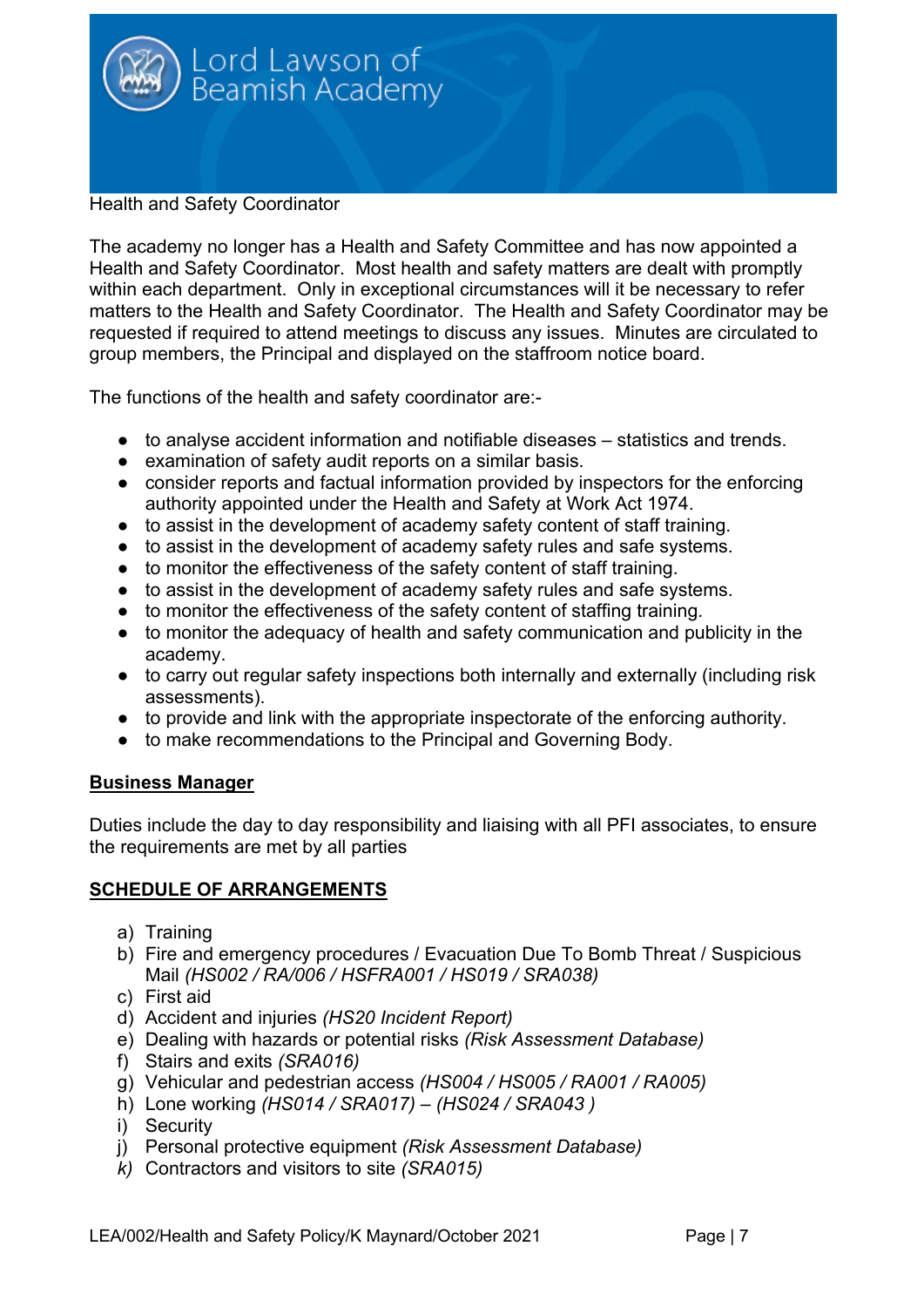Health and Safety Coordinator

The academy no longer has a Health and Safety Committee and has now appointed a Health and Safety Coordinator. Most health and safety matters are dealt with promptly within each department. Only in exceptional circumstances will it be necessary to refer matters to the Health and Safety Coordinator. The Health and Safety Coordinator may be requested if required to attend meetings to discuss any issues. Minutes are circulated to group members, the Principal and displayed on the staffroom notice board.

The functions of the health and safety coordinator are:-

- to analyse accident information and notifiable diseases – statistics and trends.
- examination of safety audit reports on a similar basis.
- consider reports and factual information provided by inspectors for the enforcing authority appointed under the Health and Safety at Work Act 1974.
- to assist in the development of academy safety content of staff training.
- to assist in the development of academy safety rules and safe systems.
- to monitor the effectiveness of the safety content of staff training.
- to assist in the development of academy safety rules and safe systems.
- to monitor the effectiveness of the safety content of staffing training.
- to monitor the adequacy of health and safety communication and publicity in the academy.
- to carry out regular safety inspections both internally and externally (including risk assessments).
- to provide and link with the appropriate inspectorate of the enforcing authority.
- to make recommendations to the Principal and Governing Body.

## Business Manager

Duties include the day to day responsibility and liaising with all PFI associates, to ensure the requirements are met by all parties

## SCHEDULE OF ARRANGEMENTS

a) Training
b) Fire and emergency procedures / Evacuation Due To Bomb Threat / Suspicious Mail *(HS002 / RA/006 / HSFRA001 / HS019 / SRA038)*
c) First aid
d) Accident and injuries *(HS20 Incident Report)*
e) Dealing with hazards or potential risks *(Risk Assessment Database)*
f) Stairs and exits *(SRA016)*
g) Vehicular and pedestrian access *(HS004 / HS005 / RA001 / RA005)*
h) Lone working *(HS014 / SRA017) – (HS024 / SRA043 )*
i) Security
j) Personal protective equipment *(Risk Assessment Database)*
k) Contractors and visitors to site *(SRA015)*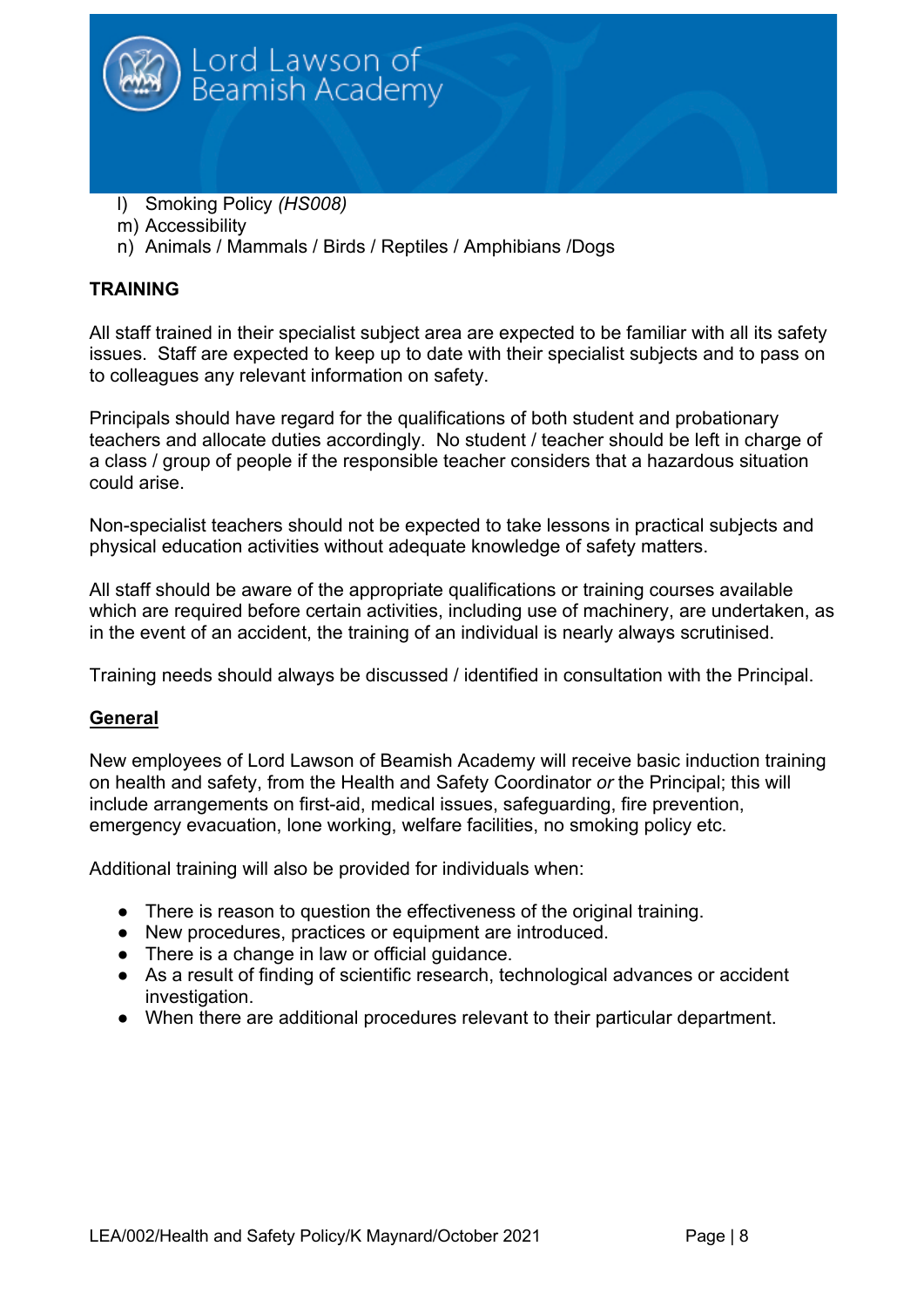l) Smoking Policy *(HS008)*
m) Accessibility
n) Animals / Mammals / Birds / Reptiles / Amphibians /Dogs

**TRAINING**

All staff trained in their specialist subject area are expected to be familiar with all its safety issues. Staff are expected to keep up to date with their specialist subjects and to pass on to colleagues any relevant information on safety.

Principals should have regard for the qualifications of both student and probationary teachers and allocate duties accordingly. No student / teacher should be left in charge of a class / group of people if the responsible teacher considers that a hazardous situation could arise.

Non-specialist teachers should not be expected to take lessons in practical subjects and physical education activities without adequate knowledge of safety matters.

All staff should be aware of the appropriate qualifications or training courses available which are required before certain activities, including use of machinery, are undertaken, as in the event of an accident, the training of an individual is nearly always scrutinised.

Training needs should always be discussed / identified in consultation with the Principal.

**General**

New employees of Lord Lawson of Beamish Academy will receive basic induction training on health and safety, from the Health and Safety Coordinator *or* the Principal; this will include arrangements on first-aid, medical issues, safeguarding, fire prevention, emergency evacuation, lone working, welfare facilities, no smoking policy etc.

Additional training will also be provided for individuals when:

- There is reason to question the effectiveness of the original training.
- New procedures, practices or equipment are introduced.
- There is a change in law or official guidance.
- As a result of finding of scientific research, technological advances or accident investigation.
- When there are additional procedures relevant to their particular department.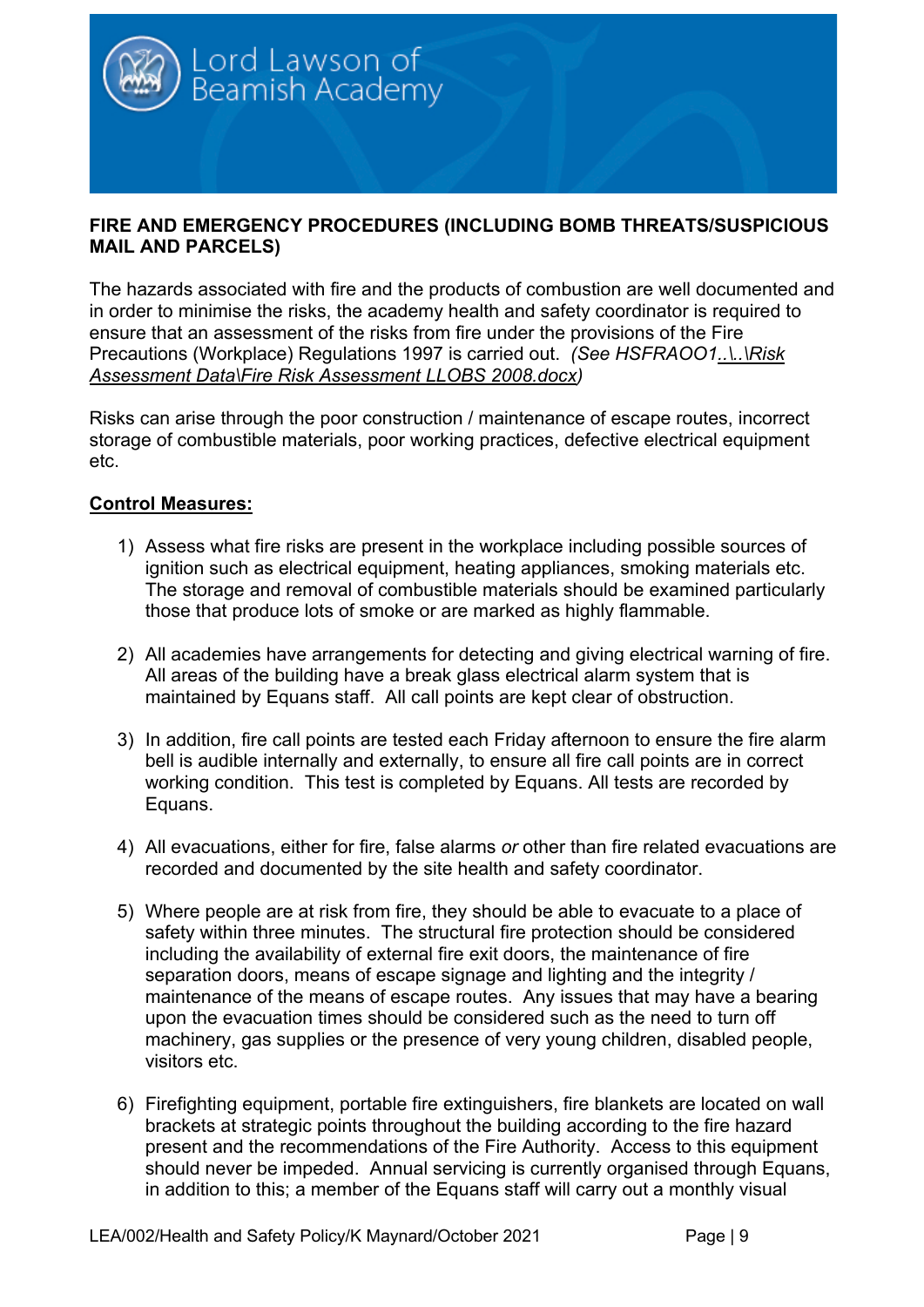## FIRE AND EMERGENCY PROCEDURES (INCLUDING BOMB THREATS/SUSPICIOUS MAIL AND PARCELS)

The hazards associated with fire and the products of combustion are well documented and in order to minimise the risks, the academy health and safety coordinator is required to ensure that an assessment of the risks from fire under the provisions of the Fire Precautions (Workplace) Regulations 1997 is carried out. *(See HSFRAOO1..\..\Risk Assessment Data\Fire Risk Assessment LLOBS 2008.docx)*

Risks can arise through the poor construction / maintenance of escape routes, incorrect storage of combustible materials, poor working practices, defective electrical equipment etc.

**Control Measures:**

1) Assess what fire risks are present in the workplace including possible sources of ignition such as electrical equipment, heating appliances, smoking materials etc. The storage and removal of combustible materials should be examined particularly those that produce lots of smoke or are marked as highly flammable.

2) All academies have arrangements for detecting and giving electrical warning of fire. All areas of the building have a break glass electrical alarm system that is maintained by Equans staff. All call points are kept clear of obstruction.

3) In addition, fire call points are tested each Friday afternoon to ensure the fire alarm bell is audible internally and externally, to ensure all fire call points are in correct working condition. This test is completed by Equans. All tests are recorded by Equans.

4) All evacuations, either for fire, false alarms *or* other than fire related evacuations are recorded and documented by the site health and safety coordinator.

5) Where people are at risk from fire, they should be able to evacuate to a place of safety within three minutes. The structural fire protection should be considered including the availability of external fire exit doors, the maintenance of fire separation doors, means of escape signage and lighting and the integrity / maintenance of the means of escape routes. Any issues that may have a bearing upon the evacuation times should be considered such as the need to turn off machinery, gas supplies or the presence of very young children, disabled people, visitors etc.

6) Firefighting equipment, portable fire extinguishers, fire blankets are located on wall brackets at strategic points throughout the building according to the fire hazard present and the recommendations of the Fire Authority. Access to this equipment should never be impeded. Annual servicing is currently organised through Equans, in addition to this; a member of the Equans staff will carry out a monthly visual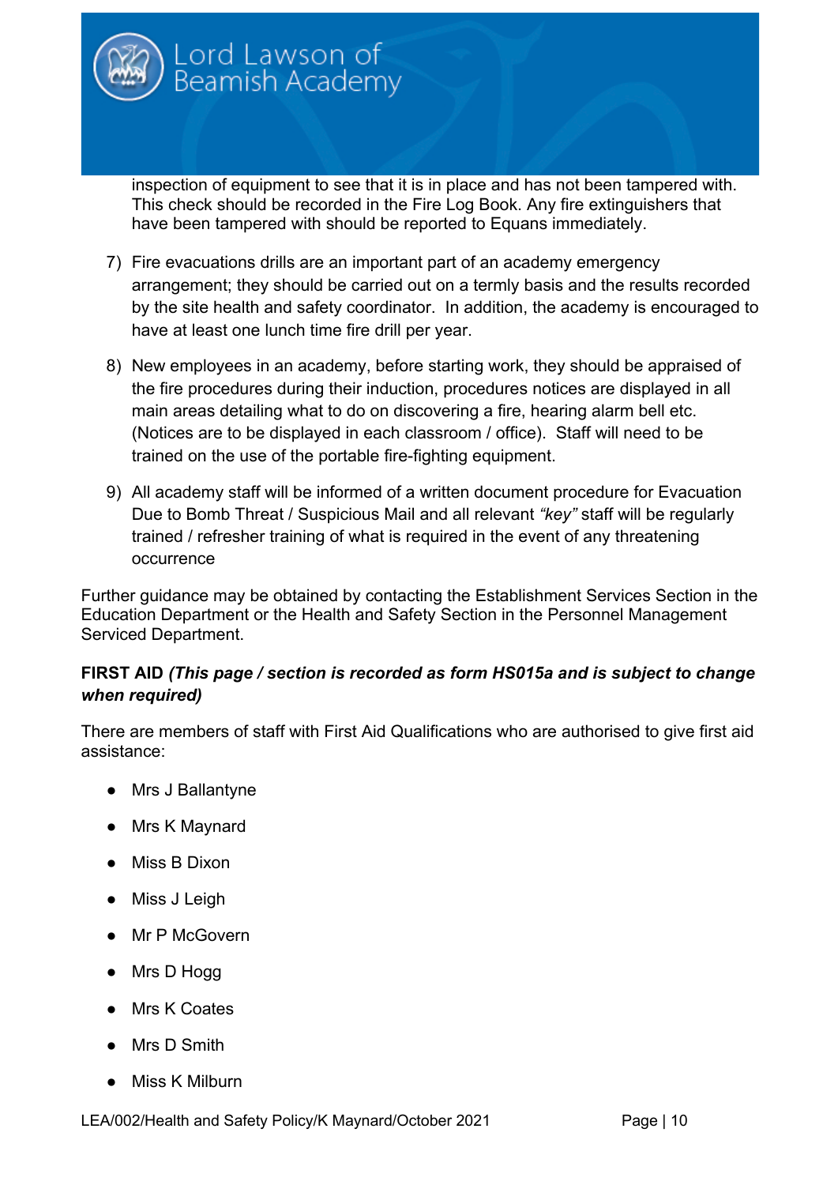inspection of equipment to see that it is in place and has not been tampered with. This check should be recorded in the Fire Log Book. Any fire extinguishers that have been tampered with should be reported to Equans immediately.

7) Fire evacuations drills are an important part of an academy emergency arrangement; they should be carried out on a termly basis and the results recorded by the site health and safety coordinator. In addition, the academy is encouraged to have at least one lunch time fire drill per year.

8) New employees in an academy, before starting work, they should be appraised of the fire procedures during their induction, procedures notices are displayed in all main areas detailing what to do on discovering a fire, hearing alarm bell etc. (Notices are to be displayed in each classroom / office). Staff will need to be trained on the use of the portable fire-fighting equipment.

9) All academy staff will be informed of a written document procedure for Evacuation Due to Bomb Threat / Suspicious Mail and all relevant *"key"* staff will be regularly trained / refresher training of what is required in the event of any threatening occurrence

Further guidance may be obtained by contacting the Establishment Services Section in the Education Department or the Health and Safety Section in the Personnel Management Serviced Department.

**FIRST AID** ***(This page / section is recorded as form HS015a and is subject to change when required)***

There are members of staff with First Aid Qualifications who are authorised to give first aid assistance:

- Mrs J Ballantyne
- Mrs K Maynard
- Miss B Dixon
- Miss J Leigh
- Mr P McGovern
- Mrs D Hogg
- Mrs K Coates
- Mrs D Smith
- Miss K Milburn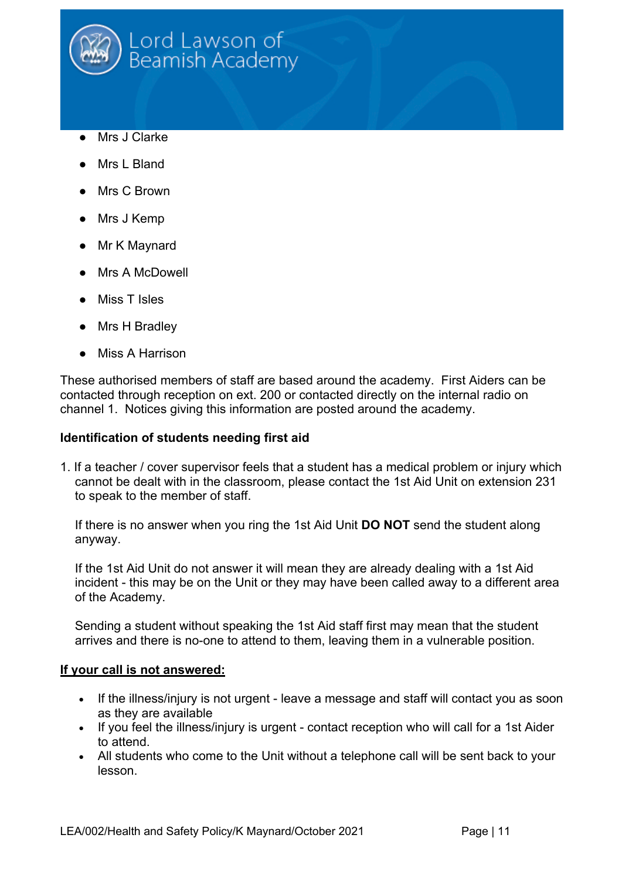- Mrs J Clarke
- Mrs L Bland
- Mrs C Brown
- Mrs J Kemp
- Mr K Maynard
- Mrs A McDowell
- Miss T Isles
- Mrs H Bradley
- Miss A Harrison

These authorised members of staff are based around the academy. First Aiders can be contacted through reception on ext. 200 or contacted directly on the internal radio on channel 1. Notices giving this information are posted around the academy.

**Identification of students needing first aid**

1. If a teacher / cover supervisor feels that a student has a medical problem or injury which cannot be dealt with in the classroom, please contact the 1st Aid Unit on extension 231 to speak to the member of staff.

   If there is no answer when you ring the 1st Aid Unit **DO NOT** send the student along anyway.

   If the 1st Aid Unit do not answer it will mean they are already dealing with a 1st Aid incident - this may be on the Unit or they may have been called away to a different area of the Academy.

   Sending a student without speaking the 1st Aid staff first may mean that the student arrives and there is no-one to attend to them, leaving them in a vulnerable position.

<u>**If your call is not answered:**</u>

- If the illness/injury is not urgent - leave a message and staff will contact you as soon as they are available
- If you feel the illness/injury is urgent - contact reception who will call for a 1st Aider to attend.
- All students who come to the Unit without a telephone call will be sent back to your lesson.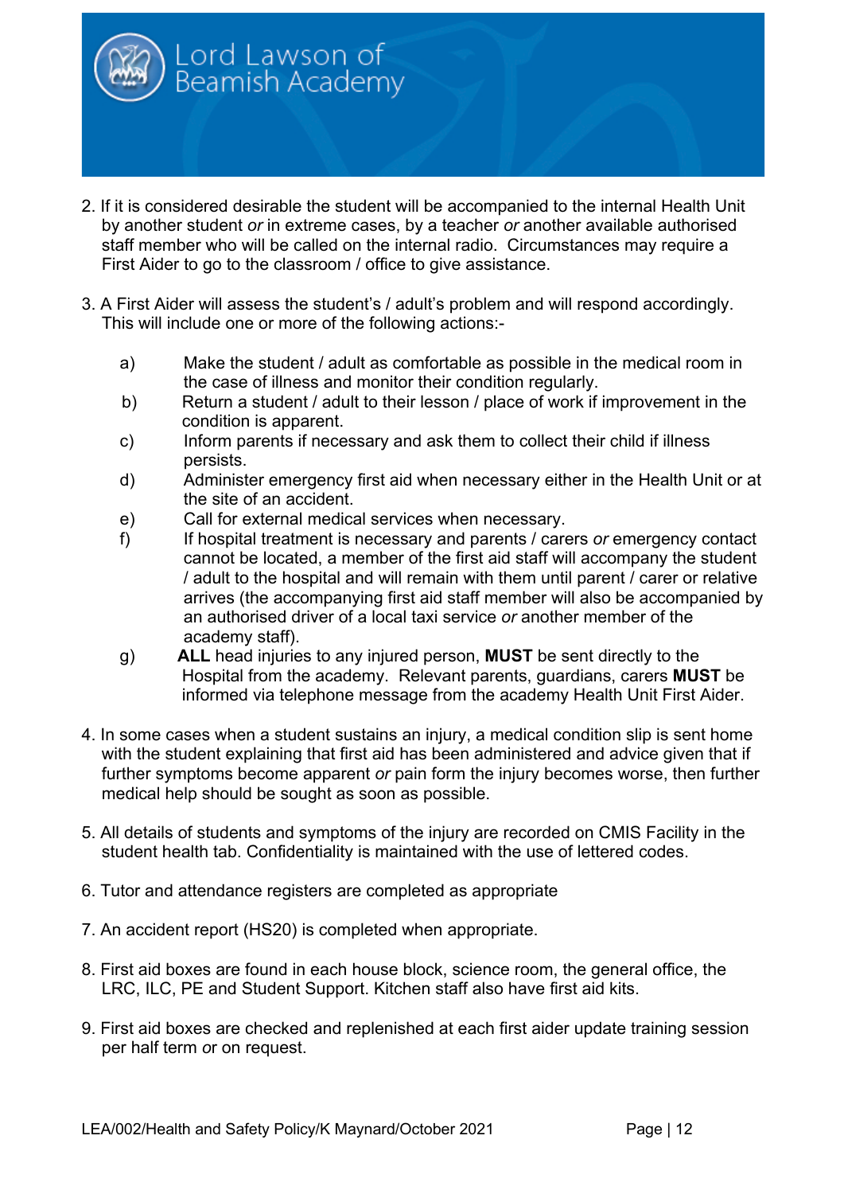2. If it is considered desirable the student will be accompanied to the internal Health Unit by another student *or* in extreme cases, by a teacher *or* another available authorised staff member who will be called on the internal radio. Circumstances may require a First Aider to go to the classroom / office to give assistance.

3. A First Aider will assess the student's / adult's problem and will respond accordingly. This will include one or more of the following actions:-

   a) Make the student / adult as comfortable as possible in the medical room in the case of illness and monitor their condition regularly.
   b) Return a student / adult to their lesson / place of work if improvement in the condition is apparent.
   c) Inform parents if necessary and ask them to collect their child if illness persists.
   d) Administer emergency first aid when necessary either in the Health Unit or at the site of an accident.
   e) Call for external medical services when necessary.
   f) If hospital treatment is necessary and parents / carers *or* emergency contact cannot be located, a member of the first aid staff will accompany the student / adult to the hospital and will remain with them until parent / carer or relative arrives (the accompanying first aid staff member will also be accompanied by an authorised driver of a local taxi service *or* another member of the academy staff).
   g) **ALL** head injuries to any injured person, **MUST** be sent directly to the Hospital from the academy. Relevant parents, guardians, carers **MUST** be informed via telephone message from the academy Health Unit First Aider.

4. In some cases when a student sustains an injury, a medical condition slip is sent home with the student explaining that first aid has been administered and advice given that if further symptoms become apparent *or* pain form the injury becomes worse, then further medical help should be sought as soon as possible.

5. All details of students and symptoms of the injury are recorded on CMIS Facility in the student health tab. Confidentiality is maintained with the use of lettered codes.

6. Tutor and attendance registers are completed as appropriate

7. An accident report (HS20) is completed when appropriate.

8. First aid boxes are found in each house block, science room, the general office, the LRC, ILC, PE and Student Support. Kitchen staff also have first aid kits.

9. First aid boxes are checked and replenished at each first aider update training session per half term *or* on request.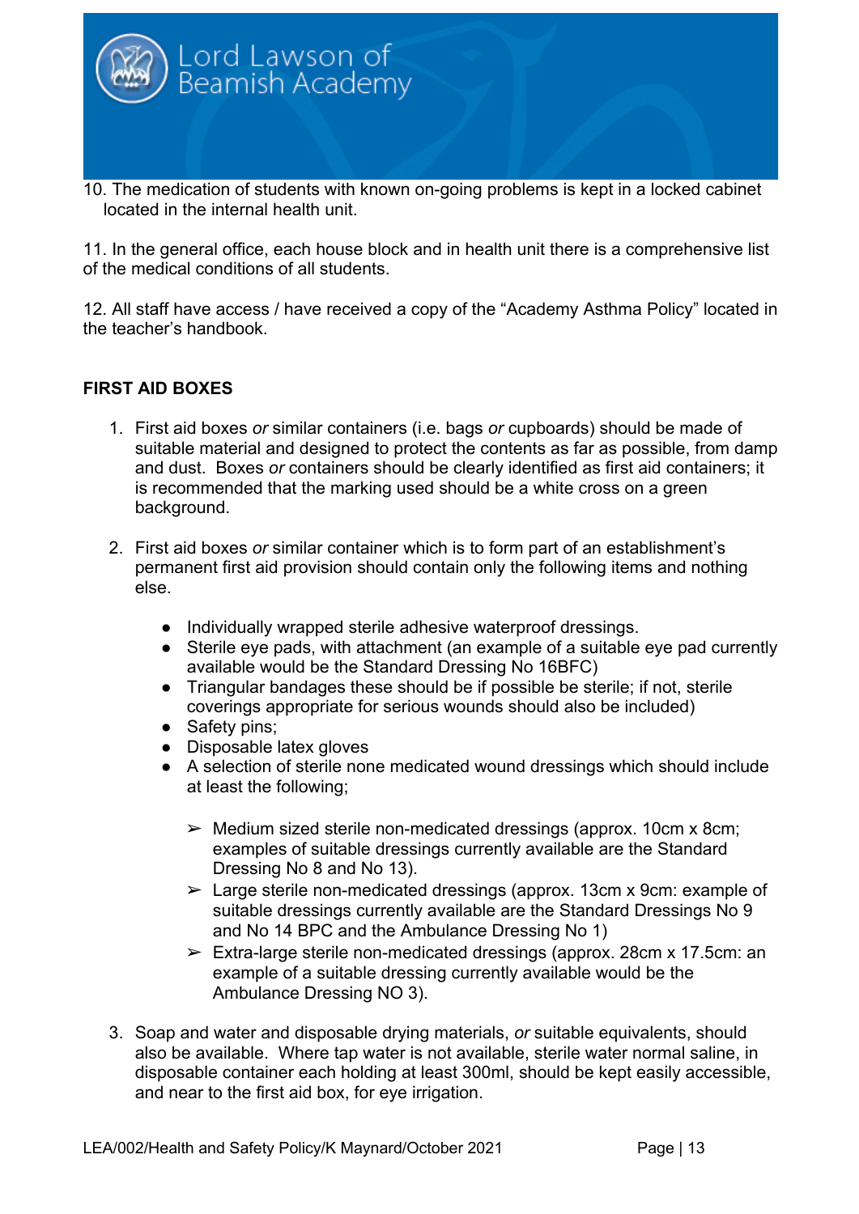10. The medication of students with known on-going problems is kept in a locked cabinet located in the internal health unit.

11. In the general office, each house block and in health unit there is a comprehensive list of the medical conditions of all students.

12. All staff have access / have received a copy of the "Academy Asthma Policy" located in the teacher's handbook.

**FIRST AID BOXES**

1. First aid boxes *or* similar containers (i.e. bags *or* cupboards) should be made of suitable material and designed to protect the contents as far as possible, from damp and dust. Boxes *or* containers should be clearly identified as first aid containers; it is recommended that the marking used should be a white cross on a green background.

2. First aid boxes *or* similar container which is to form part of an establishment's permanent first aid provision should contain only the following items and nothing else.

   - Individually wrapped sterile adhesive waterproof dressings.
   - Sterile eye pads, with attachment (an example of a suitable eye pad currently available would be the Standard Dressing No 16BFC)
   - Triangular bandages these should be if possible be sterile; if not, sterile coverings appropriate for serious wounds should also be included)
   - Safety pins;
   - Disposable latex gloves
   - A selection of sterile none medicated wound dressings which should include at least the following;

     - Medium sized sterile non-medicated dressings (approx. 10cm x 8cm; examples of suitable dressings currently available are the Standard Dressing No 8 and No 13).
     - Large sterile non-medicated dressings (approx. 13cm x 9cm: example of suitable dressings currently available are the Standard Dressings No 9 and No 14 BPC and the Ambulance Dressing No 1)
     - Extra-large sterile non-medicated dressings (approx. 28cm x 17.5cm: an example of a suitable dressing currently available would be the Ambulance Dressing NO 3).

3. Soap and water and disposable drying materials, *or* suitable equivalents, should also be available. Where tap water is not available, sterile water normal saline, in disposable container each holding at least 300ml, should be kept easily accessible, and near to the first aid box, for eye irrigation.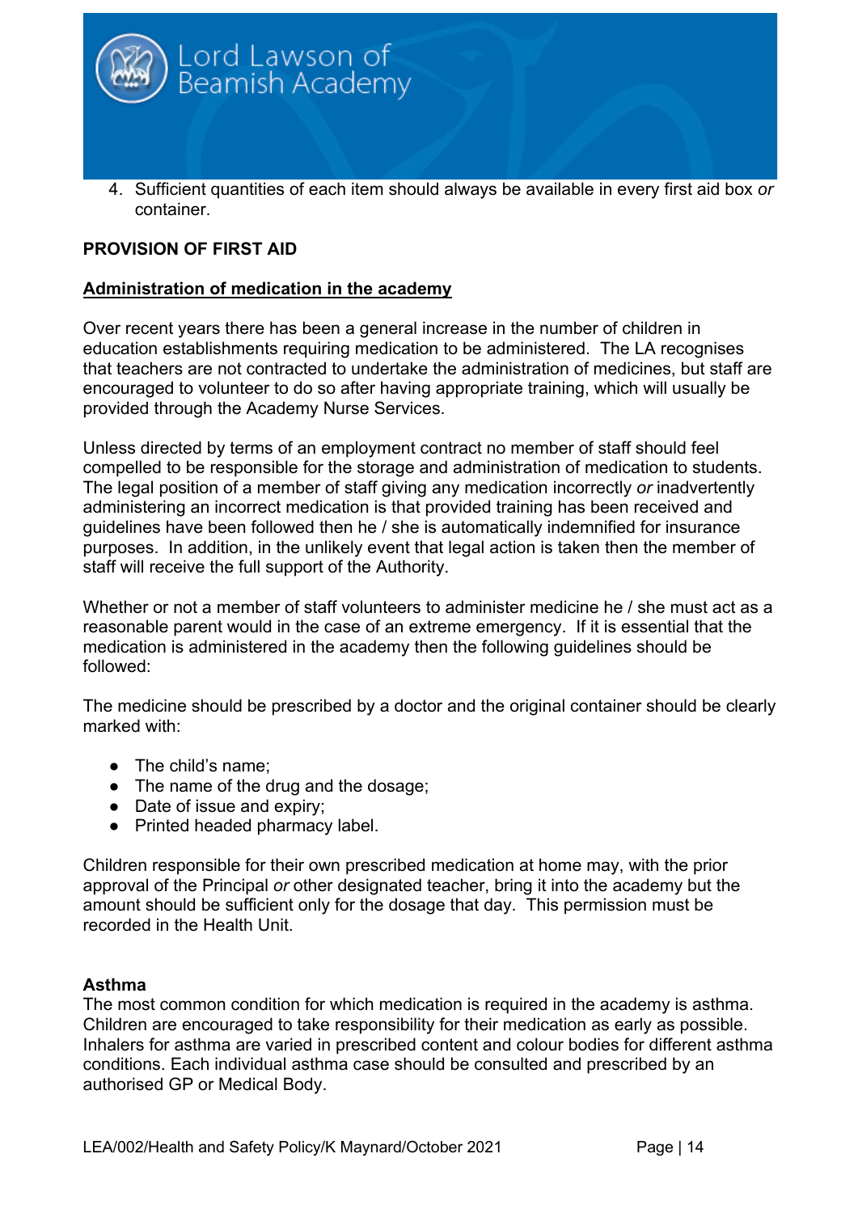4. Sufficient quantities of each item should always be available in every first aid box *or* container.

**PROVISION OF FIRST AID**

**Administration of medication in the academy**

Over recent years there has been a general increase in the number of children in education establishments requiring medication to be administered. The LA recognises that teachers are not contracted to undertake the administration of medicines, but staff are encouraged to volunteer to do so after having appropriate training, which will usually be provided through the Academy Nurse Services.

Unless directed by terms of an employment contract no member of staff should feel compelled to be responsible for the storage and administration of medication to students. The legal position of a member of staff giving any medication incorrectly *or* inadvertently administering an incorrect medication is that provided training has been received and guidelines have been followed then he / she is automatically indemnified for insurance purposes. In addition, in the unlikely event that legal action is taken then the member of staff will receive the full support of the Authority.

Whether or not a member of staff volunteers to administer medicine he / she must act as a reasonable parent would in the case of an extreme emergency. If it is essential that the medication is administered in the academy then the following guidelines should be followed:

The medicine should be prescribed by a doctor and the original container should be clearly marked with:

- The child's name;
- The name of the drug and the dosage;
- Date of issue and expiry;
- Printed headed pharmacy label.

Children responsible for their own prescribed medication at home may, with the prior approval of the Principal *or* other designated teacher, bring it into the academy but the amount should be sufficient only for the dosage that day. This permission must be recorded in the Health Unit.

**Asthma**

The most common condition for which medication is required in the academy is asthma. Children are encouraged to take responsibility for their medication as early as possible. Inhalers for asthma are varied in prescribed content and colour bodies for different asthma conditions. Each individual asthma case should be consulted and prescribed by an authorised GP or Medical Body.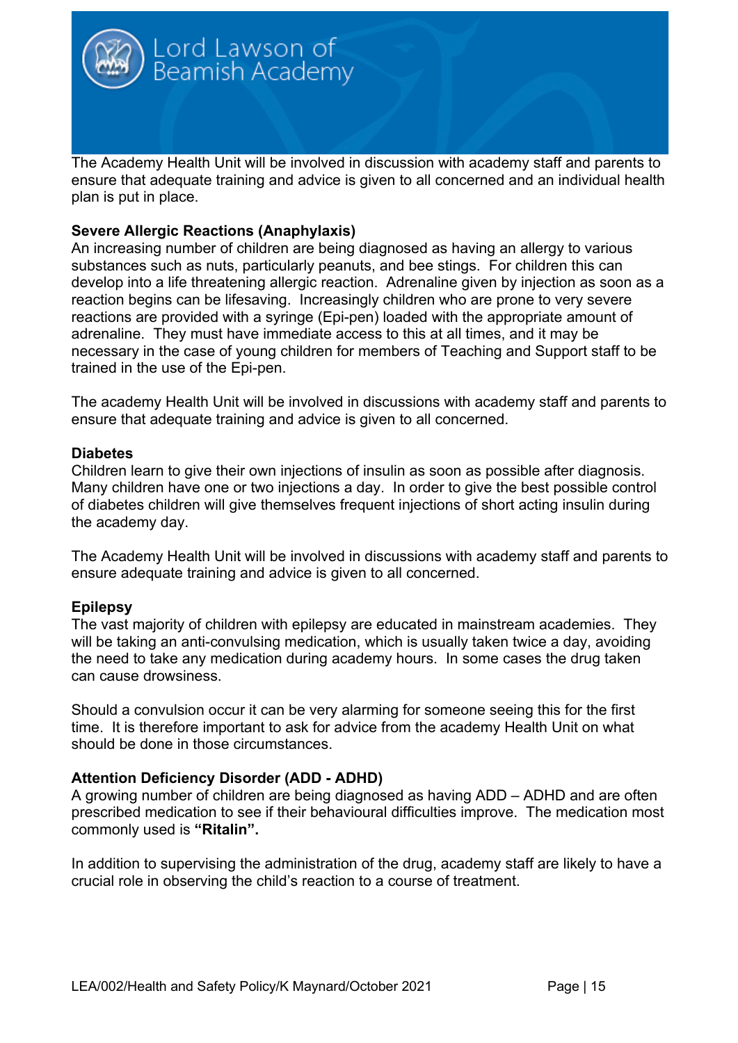The Academy Health Unit will be involved in discussion with academy staff and parents to ensure that adequate training and advice is given to all concerned and an individual health plan is put in place.

**Severe Allergic Reactions (Anaphylaxis)**

An increasing number of children are being diagnosed as having an allergy to various substances such as nuts, particularly peanuts, and bee stings. For children this can develop into a life threatening allergic reaction. Adrenaline given by injection as soon as a reaction begins can be lifesaving. Increasingly children who are prone to very severe reactions are provided with a syringe (Epi-pen) loaded with the appropriate amount of adrenaline. They must have immediate access to this at all times, and it may be necessary in the case of young children for members of Teaching and Support staff to be trained in the use of the Epi-pen.

The academy Health Unit will be involved in discussions with academy staff and parents to ensure that adequate training and advice is given to all concerned.

**Diabetes**

Children learn to give their own injections of insulin as soon as possible after diagnosis. Many children have one or two injections a day. In order to give the best possible control of diabetes children will give themselves frequent injections of short acting insulin during the academy day.

The Academy Health Unit will be involved in discussions with academy staff and parents to ensure adequate training and advice is given to all concerned.

**Epilepsy**

The vast majority of children with epilepsy are educated in mainstream academies. They will be taking an anti-convulsing medication, which is usually taken twice a day, avoiding the need to take any medication during academy hours. In some cases the drug taken can cause drowsiness.

Should a convulsion occur it can be very alarming for someone seeing this for the first time. It is therefore important to ask for advice from the academy Health Unit on what should be done in those circumstances.

**Attention Deficiency Disorder (ADD - ADHD)**

A growing number of children are being diagnosed as having ADD – ADHD and are often prescribed medication to see if their behavioural difficulties improve. The medication most commonly used is **"Ritalin".**

In addition to supervising the administration of the drug, academy staff are likely to have a crucial role in observing the child's reaction to a course of treatment.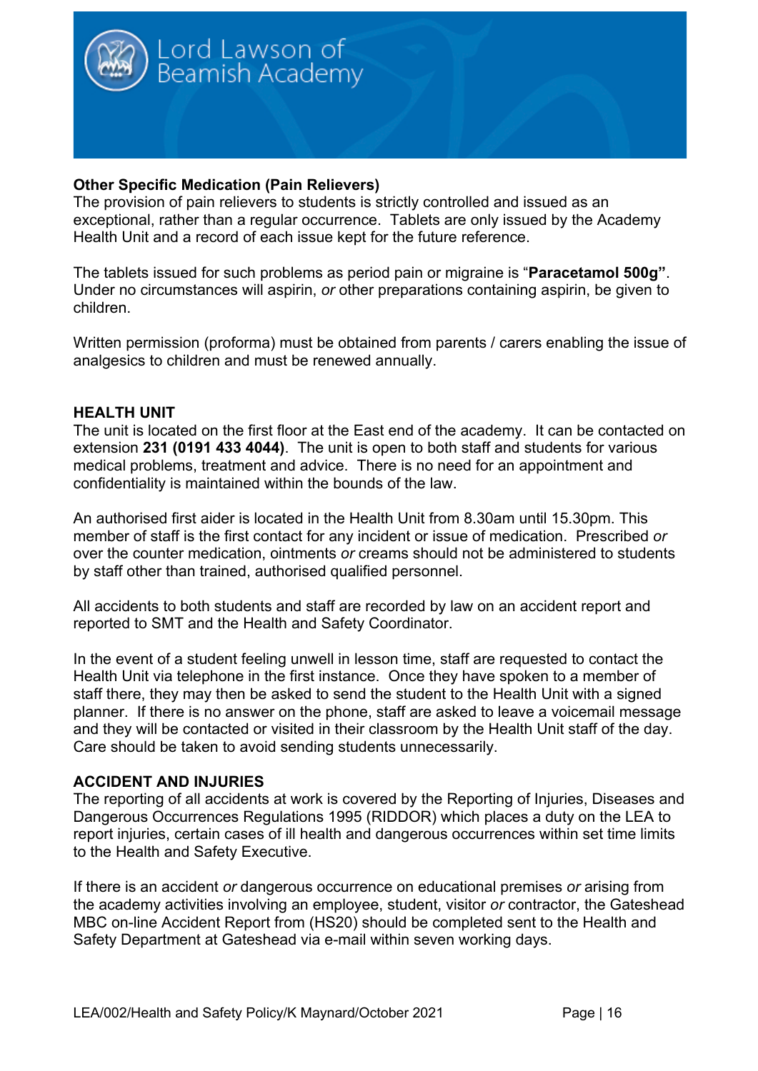**Other Specific Medication (Pain Relievers)**
The provision of pain relievers to students is strictly controlled and issued as an exceptional, rather than a regular occurrence. Tablets are only issued by the Academy Health Unit and a record of each issue kept for the future reference.

The tablets issued for such problems as period pain or migraine is "**Paracetamol 500g"**. Under no circumstances will aspirin, *or* other preparations containing aspirin, be given to children.

Written permission (proforma) must be obtained from parents / carers enabling the issue of analgesics to children and must be renewed annually.

**HEALTH UNIT**
The unit is located on the first floor at the East end of the academy. It can be contacted on extension **231 (0191 433 4044)**. The unit is open to both staff and students for various medical problems, treatment and advice. There is no need for an appointment and confidentiality is maintained within the bounds of the law.

An authorised first aider is located in the Health Unit from 8.30am until 15.30pm. This member of staff is the first contact for any incident or issue of medication. Prescribed *or* over the counter medication, ointments *or* creams should not be administered to students by staff other than trained, authorised qualified personnel.

All accidents to both students and staff are recorded by law on an accident report and reported to SMT and the Health and Safety Coordinator.

In the event of a student feeling unwell in lesson time, staff are requested to contact the Health Unit via telephone in the first instance. Once they have spoken to a member of staff there, they may then be asked to send the student to the Health Unit with a signed planner. If there is no answer on the phone, staff are asked to leave a voicemail message and they will be contacted or visited in their classroom by the Health Unit staff of the day. Care should be taken to avoid sending students unnecessarily.

**ACCIDENT AND INJURIES**
The reporting of all accidents at work is covered by the Reporting of Injuries, Diseases and Dangerous Occurrences Regulations 1995 (RIDDOR) which places a duty on the LEA to report injuries, certain cases of ill health and dangerous occurrences within set time limits to the Health and Safety Executive.

If there is an accident *or* dangerous occurrence on educational premises *or* arising from the academy activities involving an employee, student, visitor *or* contractor, the Gateshead MBC on-line Accident Report from (HS20) should be completed sent to the Health and Safety Department at Gateshead via e-mail within seven working days.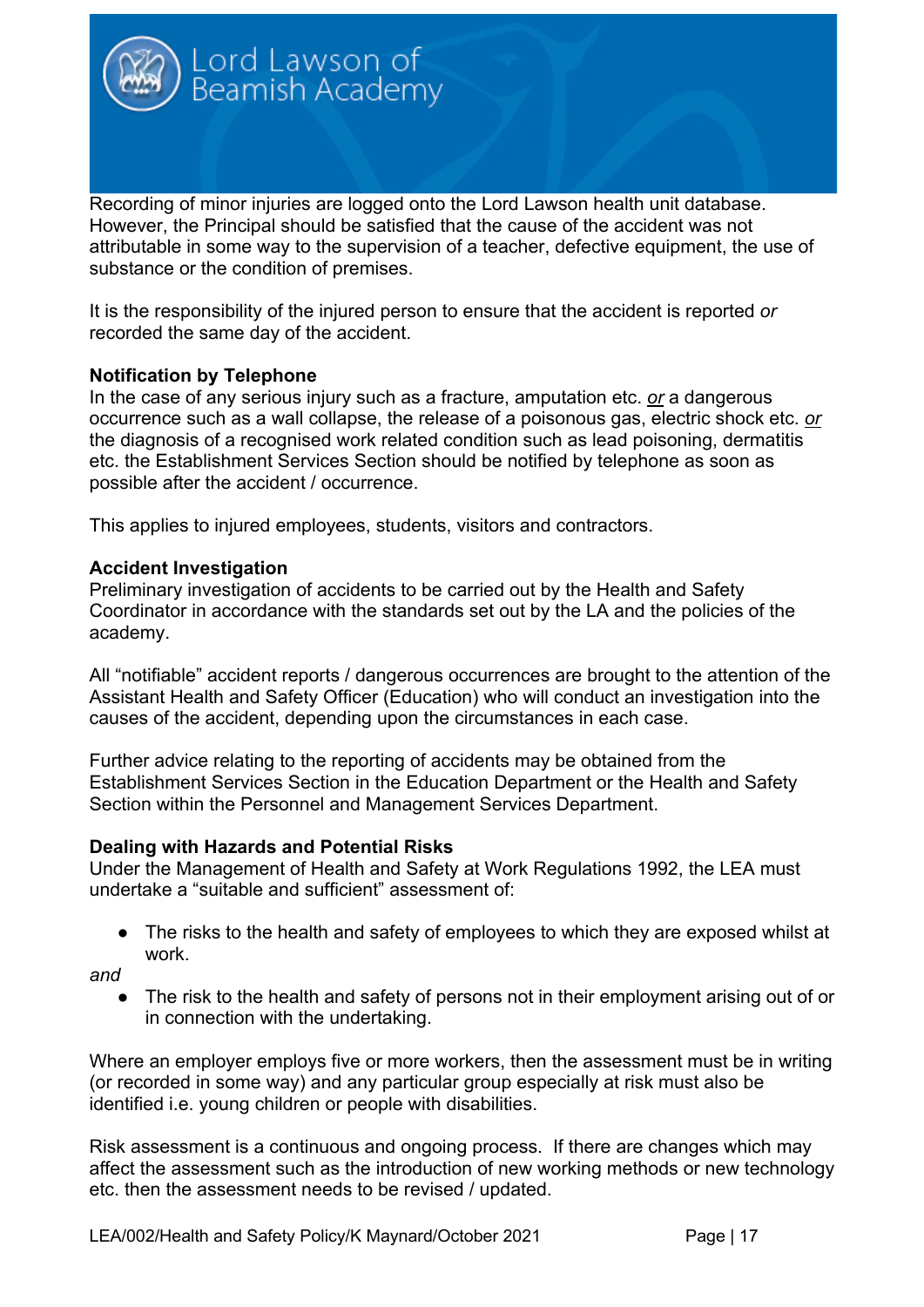Recording of minor injuries are logged onto the Lord Lawson health unit database. However, the Principal should be satisfied that the cause of the accident was not attributable in some way to the supervision of a teacher, defective equipment, the use of substance or the condition of premises.

It is the responsibility of the injured person to ensure that the accident is reported *or* recorded the same day of the accident.

**Notification by Telephone**

In the case of any serious injury such as a fracture, amputation etc. *or* a dangerous occurrence such as a wall collapse, the release of a poisonous gas, electric shock etc. *or* the diagnosis of a recognised work related condition such as lead poisoning, dermatitis etc. the Establishment Services Section should be notified by telephone as soon as possible after the accident / occurrence.

This applies to injured employees, students, visitors and contractors.

**Accident Investigation**

Preliminary investigation of accidents to be carried out by the Health and Safety Coordinator in accordance with the standards set out by the LA and the policies of the academy.

All "notifiable" accident reports / dangerous occurrences are brought to the attention of the Assistant Health and Safety Officer (Education) who will conduct an investigation into the causes of the accident, depending upon the circumstances in each case.

Further advice relating to the reporting of accidents may be obtained from the Establishment Services Section in the Education Department or the Health and Safety Section within the Personnel and Management Services Department.

**Dealing with Hazards and Potential Risks**

Under the Management of Health and Safety at Work Regulations 1992, the LEA must undertake a "suitable and sufficient" assessment of:

- The risks to the health and safety of employees to which they are exposed whilst at work.

*and*

- The risk to the health and safety of persons not in their employment arising out of or in connection with the undertaking.

Where an employer employs five or more workers, then the assessment must be in writing (or recorded in some way) and any particular group especially at risk must also be identified i.e. young children or people with disabilities.

Risk assessment is a continuous and ongoing process. If there are changes which may affect the assessment such as the introduction of new working methods or new technology etc. then the assessment needs to be revised / updated.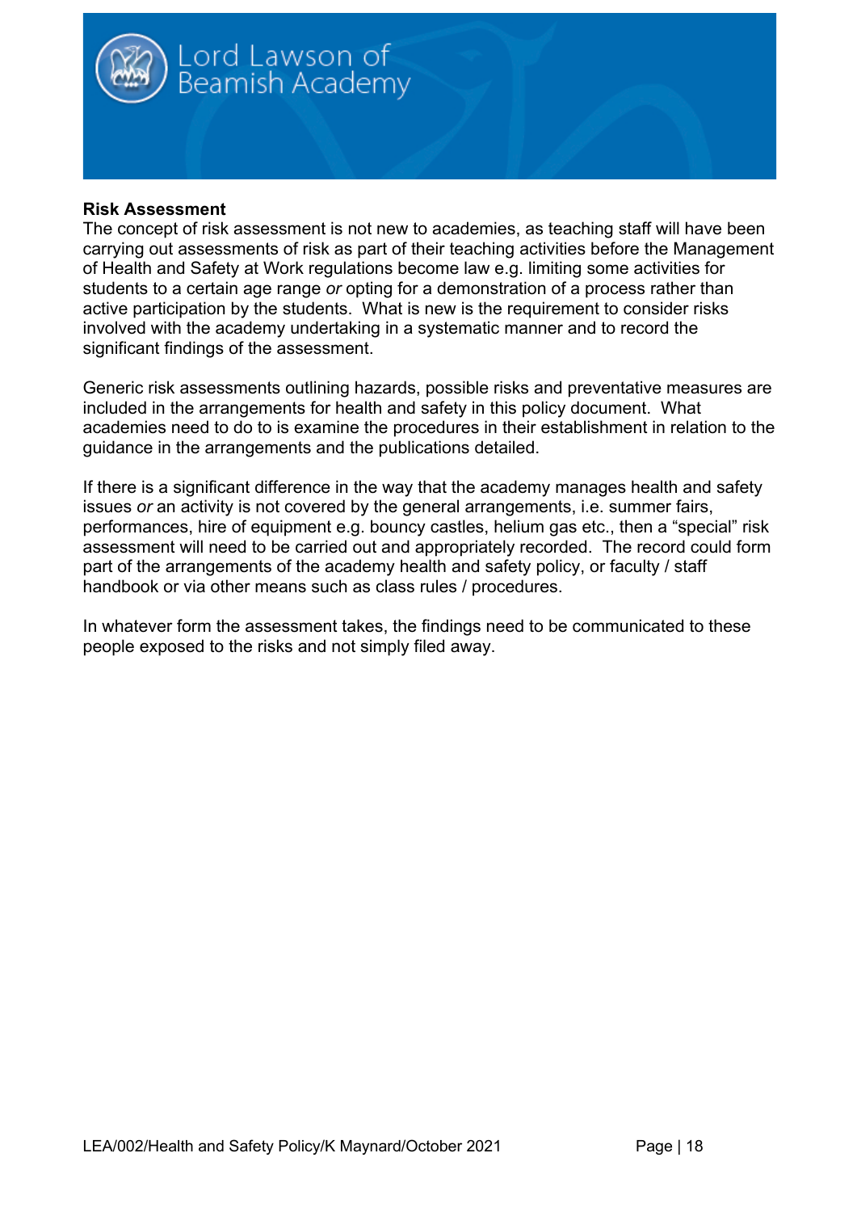**Risk Assessment**

The concept of risk assessment is not new to academies, as teaching staff will have been carrying out assessments of risk as part of their teaching activities before the Management of Health and Safety at Work regulations become law e.g. limiting some activities for students to a certain age range *or* opting for a demonstration of a process rather than active participation by the students. What is new is the requirement to consider risks involved with the academy undertaking in a systematic manner and to record the significant findings of the assessment.

Generic risk assessments outlining hazards, possible risks and preventative measures are included in the arrangements for health and safety in this policy document. What academies need to do to is examine the procedures in their establishment in relation to the guidance in the arrangements and the publications detailed.

If there is a significant difference in the way that the academy manages health and safety issues *or* an activity is not covered by the general arrangements, i.e. summer fairs, performances, hire of equipment e.g. bouncy castles, helium gas etc., then a "special" risk assessment will need to be carried out and appropriately recorded. The record could form part of the arrangements of the academy health and safety policy, or faculty / staff handbook or via other means such as class rules / procedures.

In whatever form the assessment takes, the findings need to be communicated to these people exposed to the risks and not simply filed away.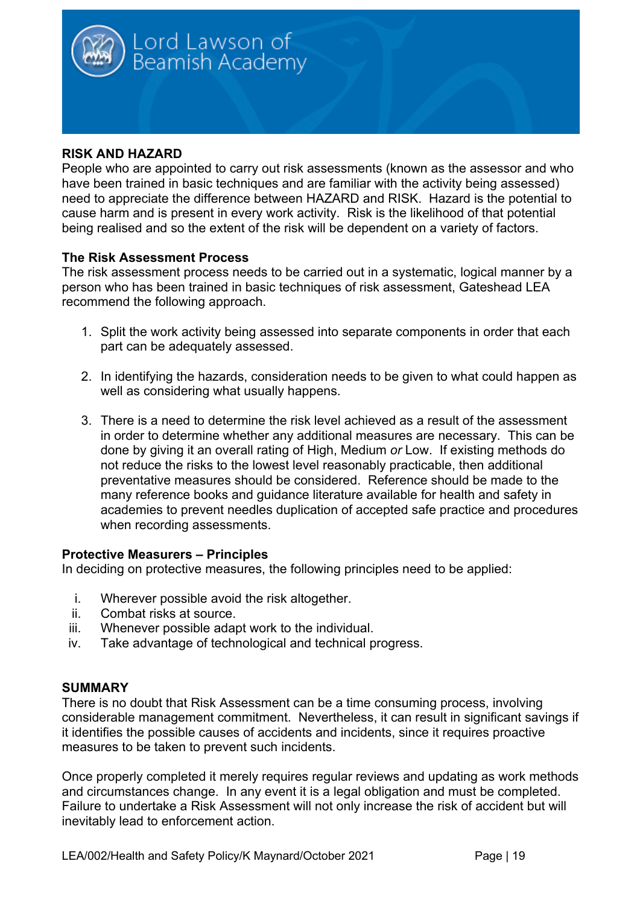## RISK AND HAZARD

People who are appointed to carry out risk assessments (known as the assessor and who have been trained in basic techniques and are familiar with the activity being assessed) need to appreciate the difference between HAZARD and RISK. Hazard is the potential to cause harm and is present in every work activity. Risk is the likelihood of that potential being realised and so the extent of the risk will be dependent on a variety of factors.

### The Risk Assessment Process

The risk assessment process needs to be carried out in a systematic, logical manner by a person who has been trained in basic techniques of risk assessment, Gateshead LEA recommend the following approach.

1. Split the work activity being assessed into separate components in order that each part can be adequately assessed.

2. In identifying the hazards, consideration needs to be given to what could happen as well as considering what usually happens.

3. There is a need to determine the risk level achieved as a result of the assessment in order to determine whether any additional measures are necessary. This can be done by giving it an overall rating of High, Medium *or* Low. If existing methods do not reduce the risks to the lowest level reasonably practicable, then additional preventative measures should be considered. Reference should be made to the many reference books and guidance literature available for health and safety in academies to prevent needles duplication of accepted safe practice and procedures when recording assessments.

### Protective Measurers – Principles

In deciding on protective measures, the following principles need to be applied:

i. Wherever possible avoid the risk altogether.
ii. Combat risks at source.
iii. Whenever possible adapt work to the individual.
iv. Take advantage of technological and technical progress.

## SUMMARY

There is no doubt that Risk Assessment can be a time consuming process, involving considerable management commitment. Nevertheless, it can result in significant savings if it identifies the possible causes of accidents and incidents, since it requires proactive measures to be taken to prevent such incidents.

Once properly completed it merely requires regular reviews and updating as work methods and circumstances change. In any event it is a legal obligation and must be completed. Failure to undertake a Risk Assessment will not only increase the risk of accident but will inevitably lead to enforcement action.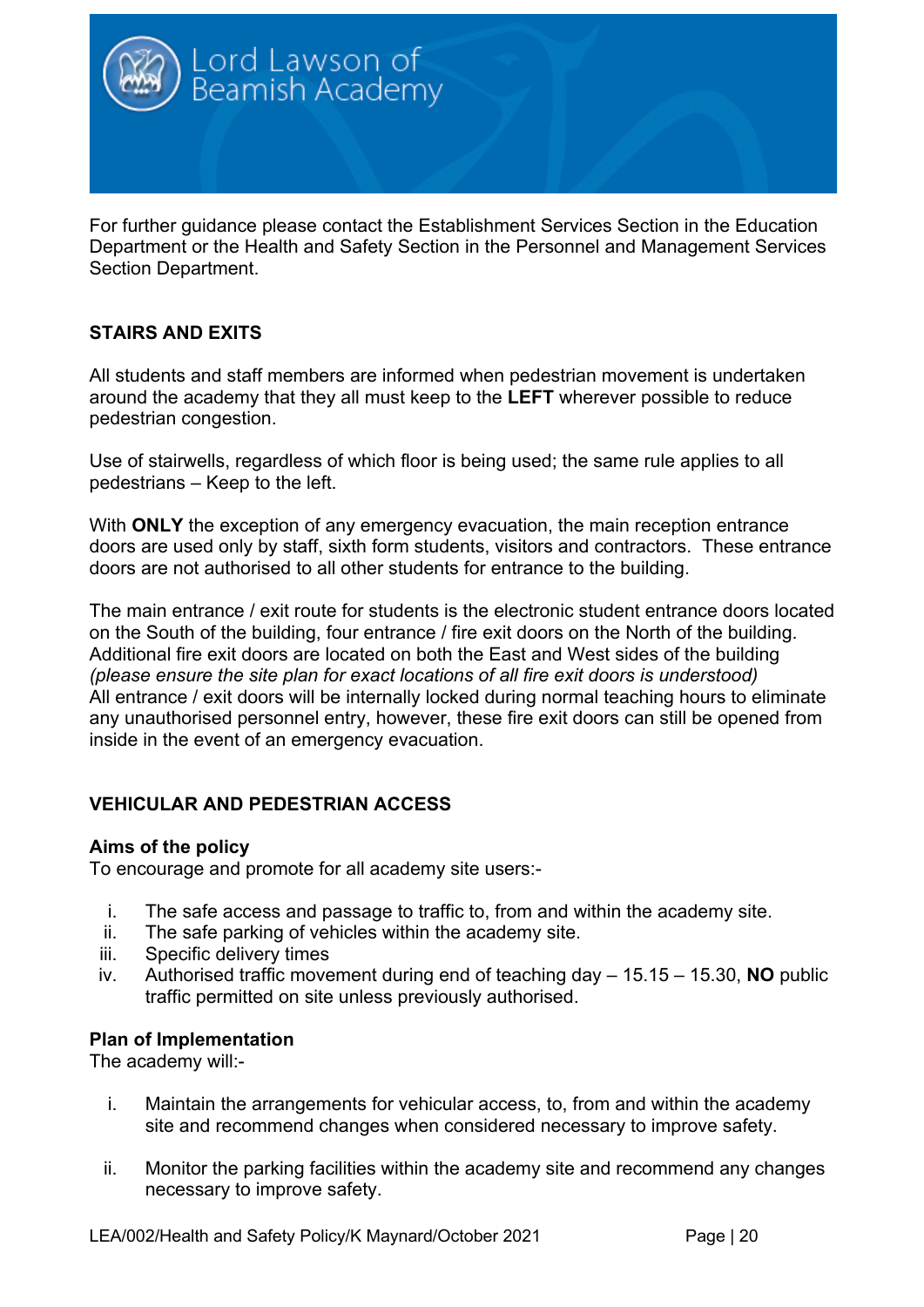For further guidance please contact the Establishment Services Section in the Education Department or the Health and Safety Section in the Personnel and Management Services Section Department.

### STAIRS AND EXITS

All students and staff members are informed when pedestrian movement is undertaken around the academy that they all must keep to the **LEFT** wherever possible to reduce pedestrian congestion.

Use of stairwells, regardless of which floor is being used; the same rule applies to all pedestrians – Keep to the left.

With **ONLY** the exception of any emergency evacuation, the main reception entrance doors are used only by staff, sixth form students, visitors and contractors. These entrance doors are not authorised to all other students for entrance to the building.

The main entrance / exit route for students is the electronic student entrance doors located on the South of the building, four entrance / fire exit doors on the North of the building. Additional fire exit doors are located on both the East and West sides of the building *(please ensure the site plan for exact locations of all fire exit doors is understood)*
All entrance / exit doors will be internally locked during normal teaching hours to eliminate any unauthorised personnel entry, however, these fire exit doors can still be opened from inside in the event of an emergency evacuation.

### VEHICULAR AND PEDESTRIAN ACCESS

**Aims of the policy**
To encourage and promote for all academy site users:-

i. The safe access and passage to traffic to, from and within the academy site.
ii. The safe parking of vehicles within the academy site.
iii. Specific delivery times
iv. Authorised traffic movement during end of teaching day – 15.15 – 15.30, **NO** public traffic permitted on site unless previously authorised.

**Plan of Implementation**
The academy will:-

i. Maintain the arrangements for vehicular access, to, from and within the academy site and recommend changes when considered necessary to improve safety.

ii. Monitor the parking facilities within the academy site and recommend any changes necessary to improve safety.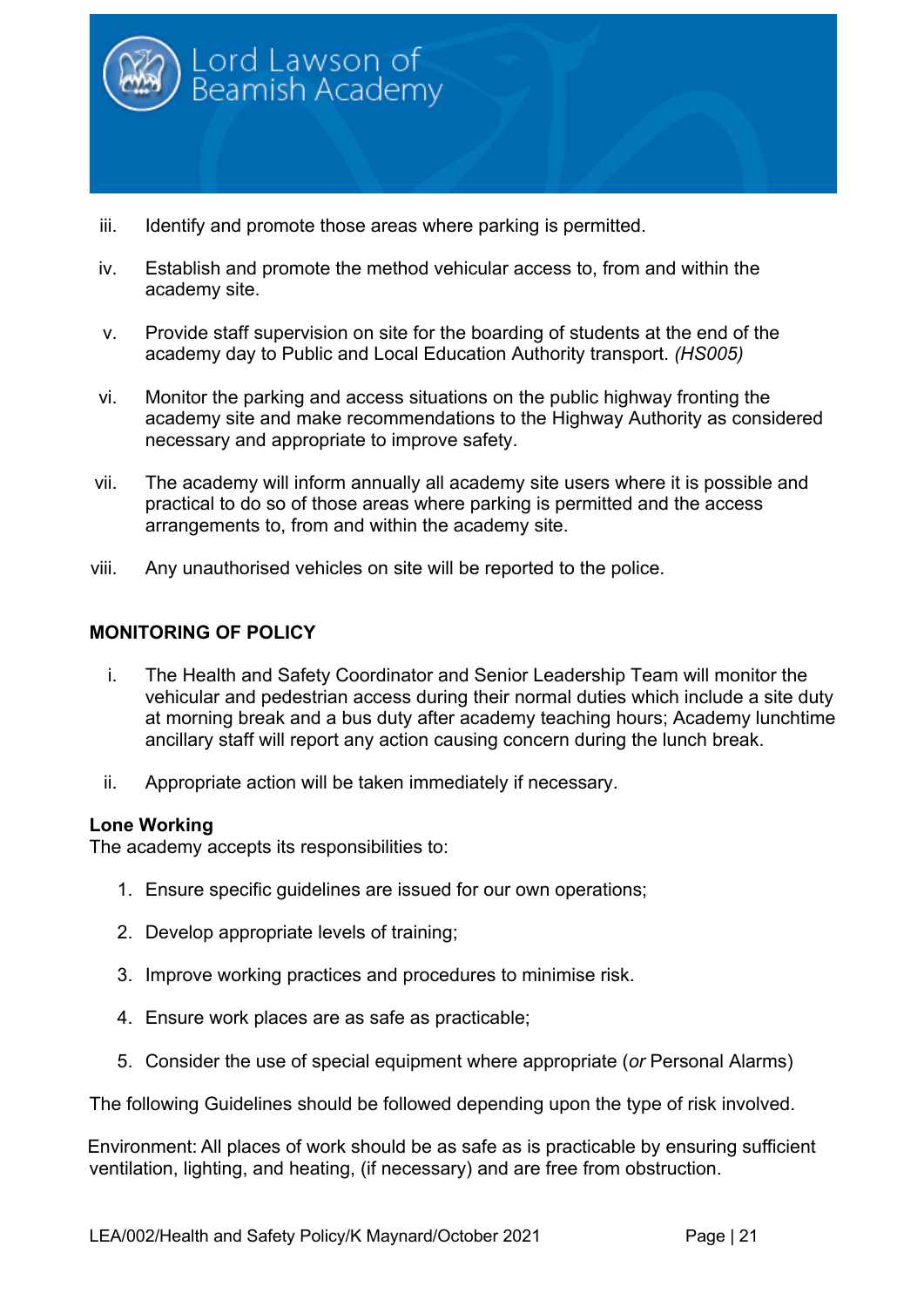iii. Identify and promote those areas where parking is permitted.

iv. Establish and promote the method vehicular access to, from and within the academy site.

v. Provide staff supervision on site for the boarding of students at the end of the academy day to Public and Local Education Authority transport. *(HS005)*

vi. Monitor the parking and access situations on the public highway fronting the academy site and make recommendations to the Highway Authority as considered necessary and appropriate to improve safety.

vii. The academy will inform annually all academy site users where it is possible and practical to do so of those areas where parking is permitted and the access arrangements to, from and within the academy site.

viii. Any unauthorised vehicles on site will be reported to the police.

**MONITORING OF POLICY**

i. The Health and Safety Coordinator and Senior Leadership Team will monitor the vehicular and pedestrian access during their normal duties which include a site duty at morning break and a bus duty after academy teaching hours; Academy lunchtime ancillary staff will report any action causing concern during the lunch break.

ii. Appropriate action will be taken immediately if necessary.

**Lone Working**

The academy accepts its responsibilities to:

1. Ensure specific guidelines are issued for our own operations;
2. Develop appropriate levels of training;
3. Improve working practices and procedures to minimise risk.
4. Ensure work places are as safe as practicable;
5. Consider the use of special equipment where appropriate (*or* Personal Alarms)

The following Guidelines should be followed depending upon the type of risk involved.

Environment: All places of work should be as safe as is practicable by ensuring sufficient ventilation, lighting, and heating, (if necessary) and are free from obstruction.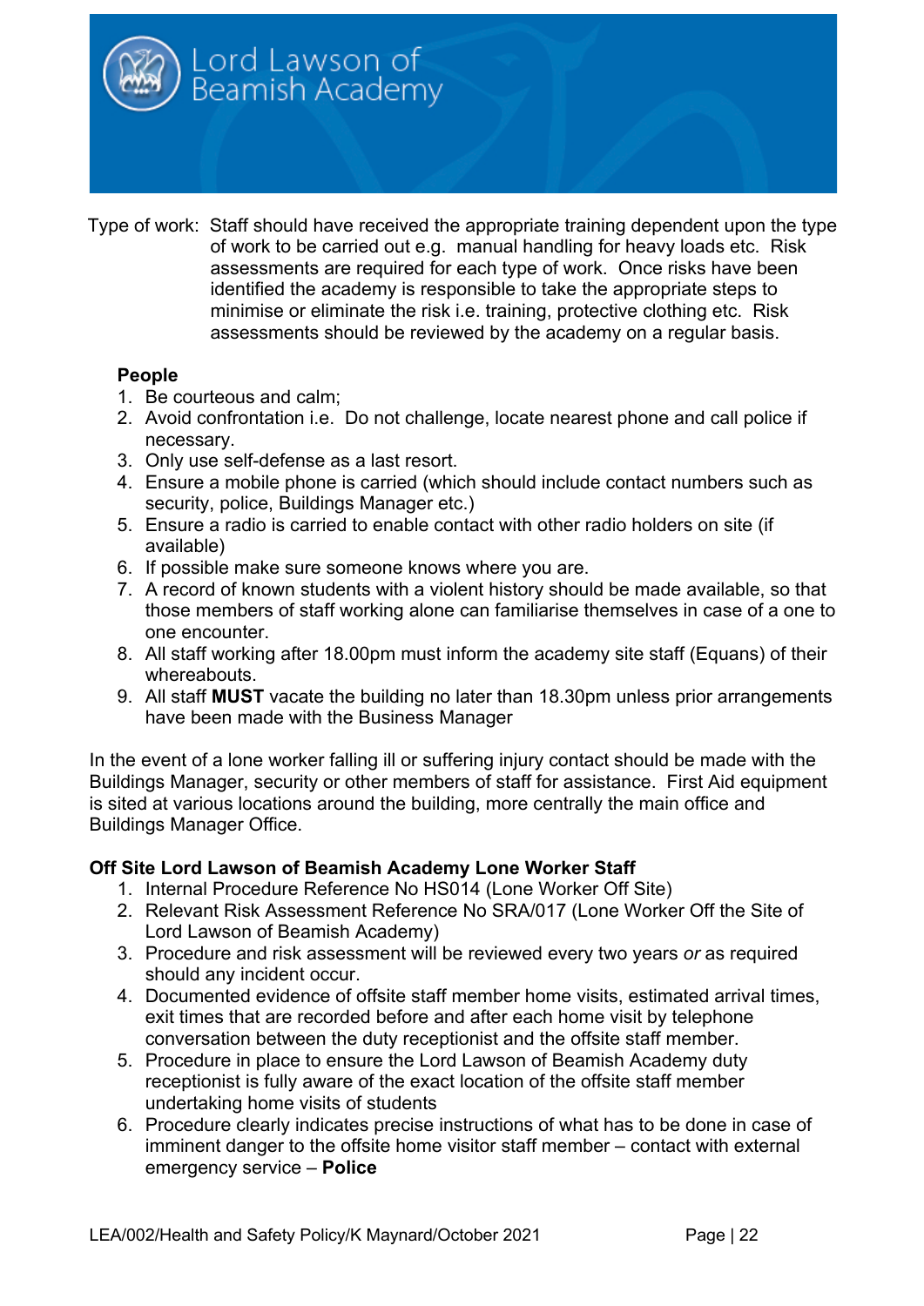Type of work: Staff should have received the appropriate training dependent upon the type of work to be carried out e.g. manual handling for heavy loads etc. Risk assessments are required for each type of work. Once risks have been identified the academy is responsible to take the appropriate steps to minimise or eliminate the risk i.e. training, protective clothing etc. Risk assessments should be reviewed by the academy on a regular basis.

**People**

1. Be courteous and calm;
2. Avoid confrontation i.e. Do not challenge, locate nearest phone and call police if necessary.
3. Only use self-defense as a last resort.
4. Ensure a mobile phone is carried (which should include contact numbers such as security, police, Buildings Manager etc.)
5. Ensure a radio is carried to enable contact with other radio holders on site (if available)
6. If possible make sure someone knows where you are.
7. A record of known students with a violent history should be made available, so that those members of staff working alone can familiarise themselves in case of a one to one encounter.
8. All staff working after 18.00pm must inform the academy site staff (Equans) of their whereabouts.
9. All staff **MUST** vacate the building no later than 18.30pm unless prior arrangements have been made with the Business Manager

In the event of a lone worker falling ill or suffering injury contact should be made with the Buildings Manager, security or other members of staff for assistance. First Aid equipment is sited at various locations around the building, more centrally the main office and Buildings Manager Office.

**Off Site Lord Lawson of Beamish Academy Lone Worker Staff**

1. Internal Procedure Reference No HS014 (Lone Worker Off Site)
2. Relevant Risk Assessment Reference No SRA/017 (Lone Worker Off the Site of Lord Lawson of Beamish Academy)
3. Procedure and risk assessment will be reviewed every two years *or* as required should any incident occur.
4. Documented evidence of offsite staff member home visits, estimated arrival times, exit times that are recorded before and after each home visit by telephone conversation between the duty receptionist and the offsite staff member.
5. Procedure in place to ensure the Lord Lawson of Beamish Academy duty receptionist is fully aware of the exact location of the offsite staff member undertaking home visits of students
6. Procedure clearly indicates precise instructions of what has to be done in case of imminent danger to the offsite home visitor staff member – contact with external emergency service – **Police**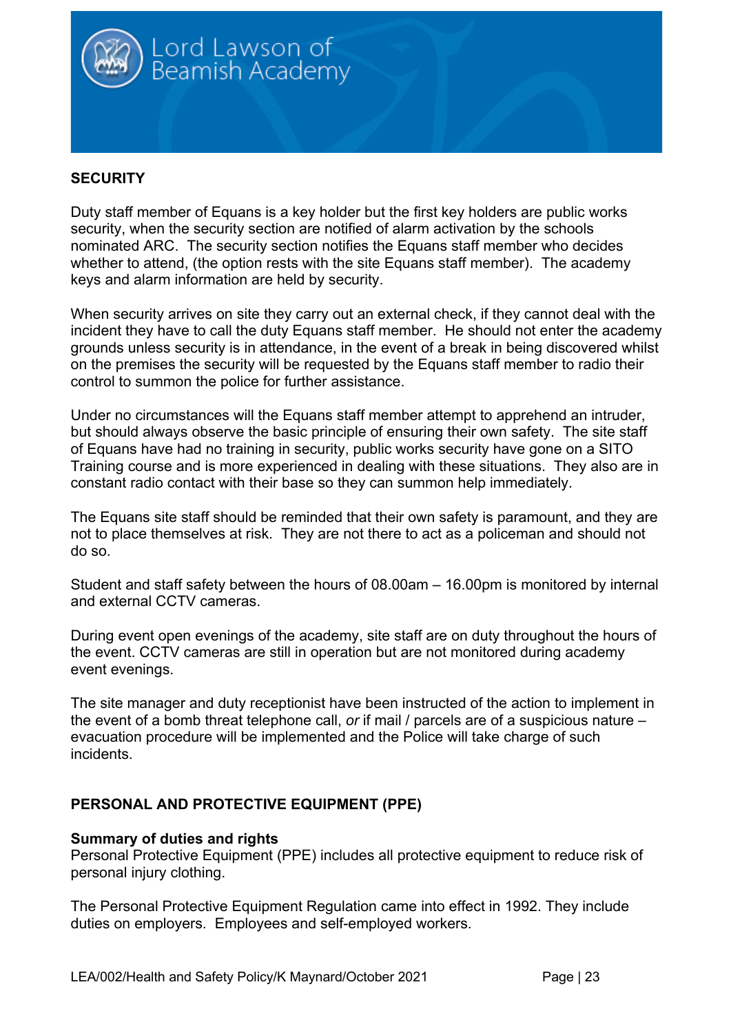## SECURITY

Duty staff member of Equans is a key holder but the first key holders are public works security, when the security section are notified of alarm activation by the schools nominated ARC. The security section notifies the Equans staff member who decides whether to attend, (the option rests with the site Equans staff member). The academy keys and alarm information are held by security.

When security arrives on site they carry out an external check, if they cannot deal with the incident they have to call the duty Equans staff member. He should not enter the academy grounds unless security is in attendance, in the event of a break in being discovered whilst on the premises the security will be requested by the Equans staff member to radio their control to summon the police for further assistance.

Under no circumstances will the Equans staff member attempt to apprehend an intruder, but should always observe the basic principle of ensuring their own safety. The site staff of Equans have had no training in security, public works security have gone on a SITO Training course and is more experienced in dealing with these situations. They also are in constant radio contact with their base so they can summon help immediately.

The Equans site staff should be reminded that their own safety is paramount, and they are not to place themselves at risk. They are not there to act as a policeman and should not do so.

Student and staff safety between the hours of 08.00am – 16.00pm is monitored by internal and external CCTV cameras.

During event open evenings of the academy, site staff are on duty throughout the hours of the event. CCTV cameras are still in operation but are not monitored during academy event evenings.

The site manager and duty receptionist have been instructed of the action to implement in the event of a bomb threat telephone call, *or* if mail / parcels are of a suspicious nature – evacuation procedure will be implemented and the Police will take charge of such incidents.

## PERSONAL AND PROTECTIVE EQUIPMENT (PPE)

### Summary of duties and rights

Personal Protective Equipment (PPE) includes all protective equipment to reduce risk of personal injury clothing.

The Personal Protective Equipment Regulation came into effect in 1992. They include duties on employers. Employees and self-employed workers.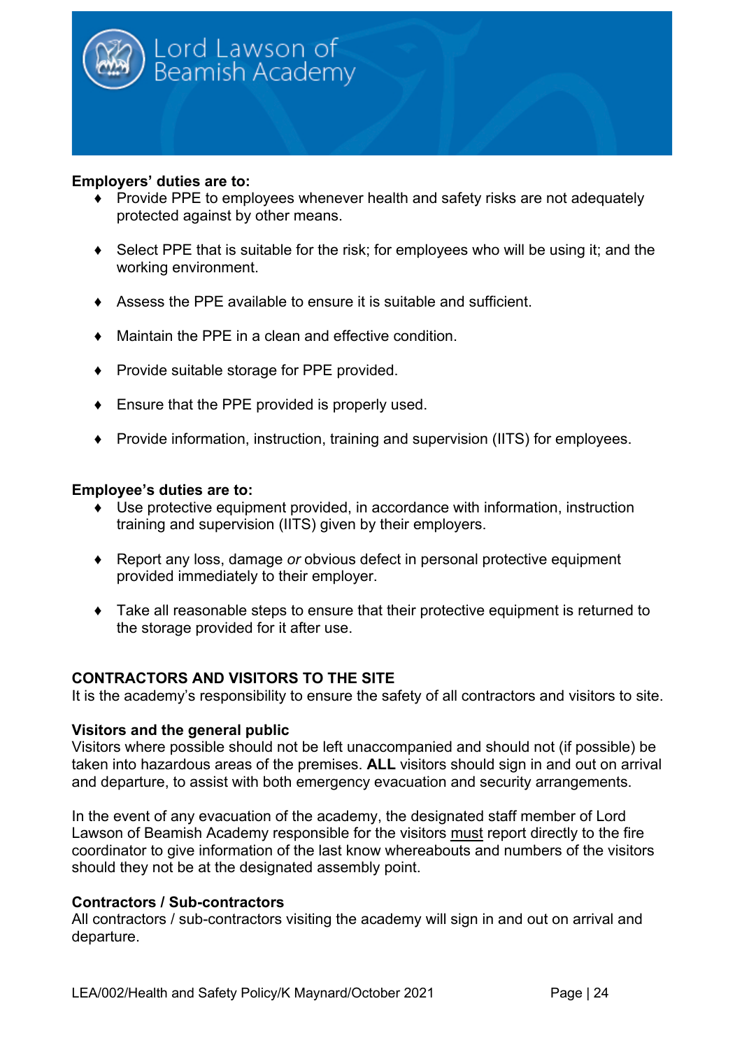**Employers' duties are to:**

- Provide PPE to employees whenever health and safety risks are not adequately protected against by other means.
- Select PPE that is suitable for the risk; for employees who will be using it; and the working environment.
- Assess the PPE available to ensure it is suitable and sufficient.
- Maintain the PPE in a clean and effective condition.
- Provide suitable storage for PPE provided.
- Ensure that the PPE provided is properly used.
- Provide information, instruction, training and supervision (IITS) for employees.

**Employee's duties are to:**

- Use protective equipment provided, in accordance with information, instruction training and supervision (IITS) given by their employers.
- Report any loss, damage *or* obvious defect in personal protective equipment provided immediately to their employer.
- Take all reasonable steps to ensure that their protective equipment is returned to the storage provided for it after use.

## CONTRACTORS AND VISITORS TO THE SITE

It is the academy's responsibility to ensure the safety of all contractors and visitors to site.

### Visitors and the general public

Visitors where possible should not be left unaccompanied and should not (if possible) be taken into hazardous areas of the premises. **ALL** visitors should sign in and out on arrival and departure, to assist with both emergency evacuation and security arrangements.

In the event of any evacuation of the academy, the designated staff member of Lord Lawson of Beamish Academy responsible for the visitors must report directly to the fire coordinator to give information of the last know whereabouts and numbers of the visitors should they not be at the designated assembly point.

### Contractors / Sub-contractors

All contractors / sub-contractors visiting the academy will sign in and out on arrival and departure.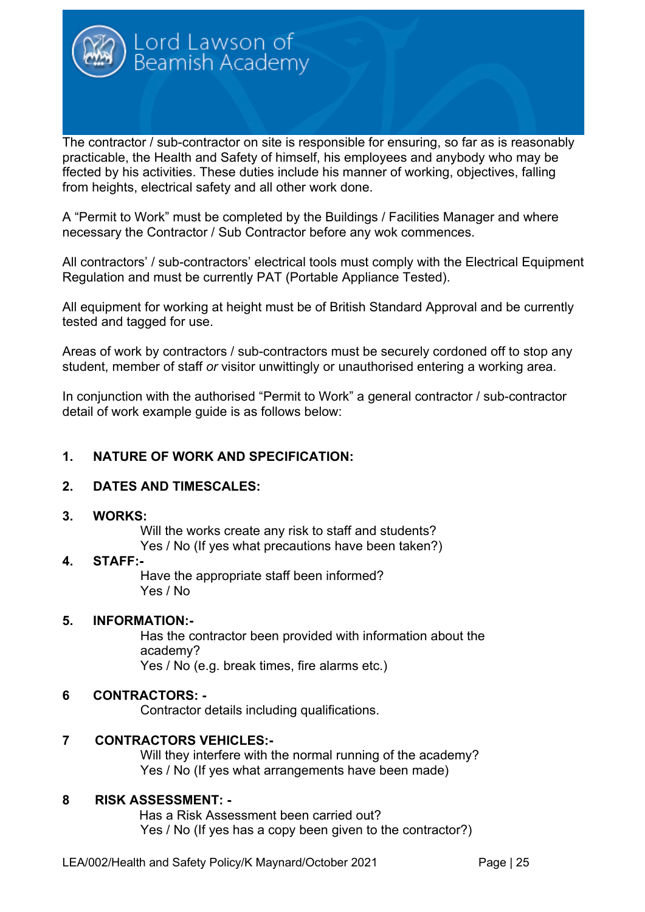The contractor / sub-contractor on site is responsible for ensuring, so far as is reasonably practicable, the Health and Safety of himself, his employees and anybody who may be ffected by his activities. These duties include his manner of working, objectives, falling from heights, electrical safety and all other work done.

A "Permit to Work" must be completed by the Buildings / Facilities Manager and where necessary the Contractor / Sub Contractor before any wok commences.

All contractors' / sub-contractors' electrical tools must comply with the Electrical Equipment Regulation and must be currently PAT (Portable Appliance Tested).

All equipment for working at height must be of British Standard Approval and be currently tested and tagged for use.

Areas of work by contractors / sub-contractors must be securely cordoned off to stop any student, member of staff *or* visitor unwittingly or unauthorised entering a working area.

In conjunction with the authorised "Permit to Work" a general contractor / sub-contractor detail of work example guide is as follows below:

**1. NATURE OF WORK AND SPECIFICATION:**

**2. DATES AND TIMESCALES:**

**3. WORKS:**

Will the works create any risk to staff and students?
Yes / No (If yes what precautions have been taken?)

**4. STAFF:-**

Have the appropriate staff been informed?
Yes / No

**5. INFORMATION:-**

Has the contractor been provided with information about the academy?
Yes / No (e.g. break times, fire alarms etc.)

**6 CONTRACTORS: -**

Contractor details including qualifications.

**7 CONTRACTORS VEHICLES:-**

Will they interfere with the normal running of the academy?
Yes / No (If yes what arrangements have been made)

**8 RISK ASSESSMENT: -**

Has a Risk Assessment been carried out?
Yes / No (If yes has a copy been given to the contractor?)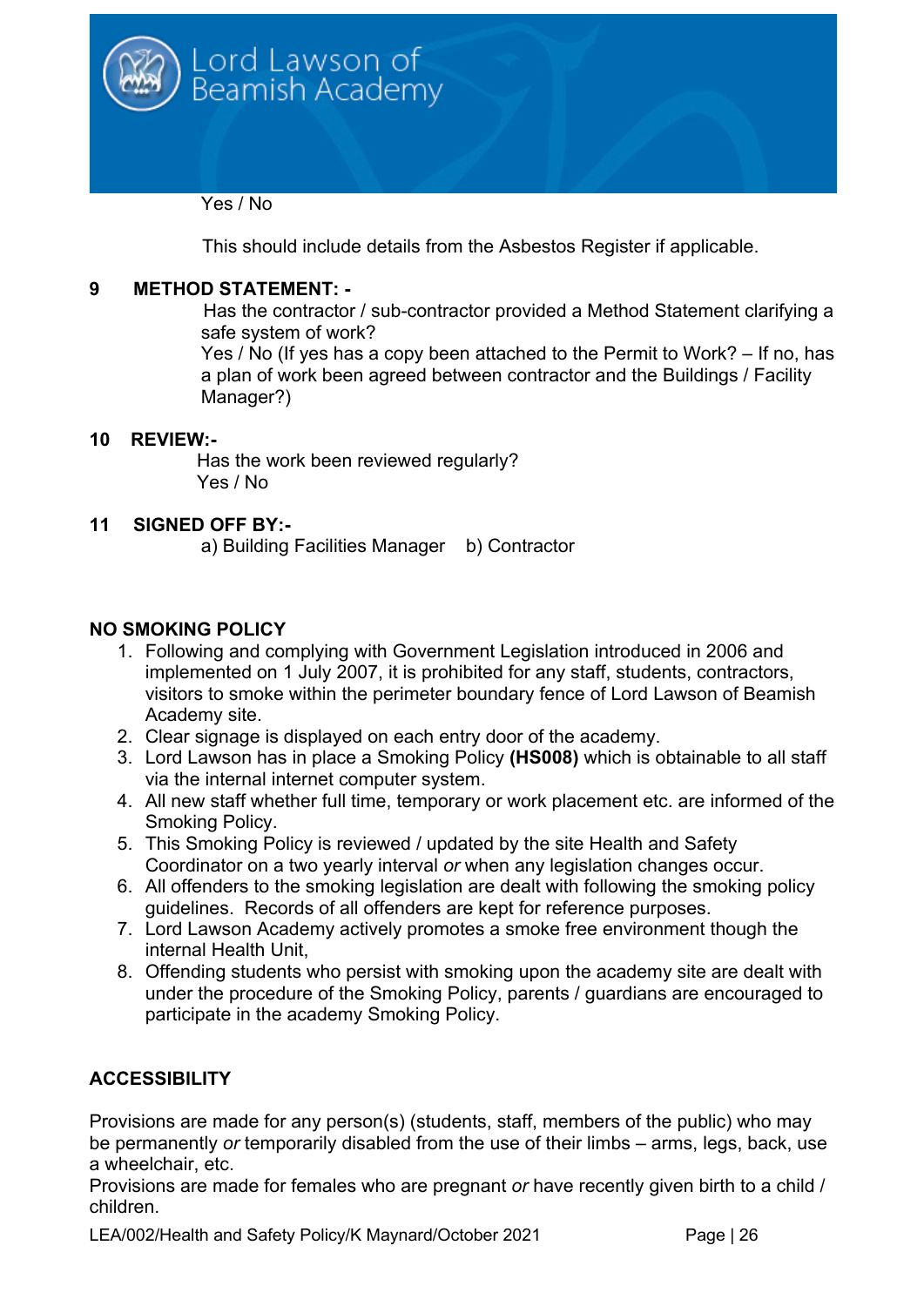Yes / No

This should include details from the Asbestos Register if applicable.

**9 METHOD STATEMENT: -**

Has the contractor / sub-contractor provided a Method Statement clarifying a safe system of work?
Yes / No (If yes has a copy been attached to the Permit to Work? – If no, has a plan of work been agreed between contractor and the Buildings / Facility Manager?)

**10 REVIEW:-**

Has the work been reviewed regularly?
Yes / No

**11 SIGNED OFF BY:-**

a) Building Facilities Manager    b) Contractor

## NO SMOKING POLICY

1. Following and complying with Government Legislation introduced in 2006 and implemented on 1 July 2007, it is prohibited for any staff, students, contractors, visitors to smoke within the perimeter boundary fence of Lord Lawson of Beamish Academy site.
2. Clear signage is displayed on each entry door of the academy.
3. Lord Lawson has in place a Smoking Policy **(HS008)** which is obtainable to all staff via the internal internet computer system.
4. All new staff whether full time, temporary or work placement etc. are informed of the Smoking Policy.
5. This Smoking Policy is reviewed / updated by the site Health and Safety Coordinator on a two yearly interval *or* when any legislation changes occur.
6. All offenders to the smoking legislation are dealt with following the smoking policy guidelines. Records of all offenders are kept for reference purposes.
7. Lord Lawson Academy actively promotes a smoke free environment though the internal Health Unit,
8. Offending students who persist with smoking upon the academy site are dealt with under the procedure of the Smoking Policy, parents / guardians are encouraged to participate in the academy Smoking Policy.

## ACCESSIBILITY

Provisions are made for any person(s) (students, staff, members of the public) who may be permanently *or* temporarily disabled from the use of their limbs – arms, legs, back, use a wheelchair, etc.
Provisions are made for females who are pregnant *or* have recently given birth to a child / children.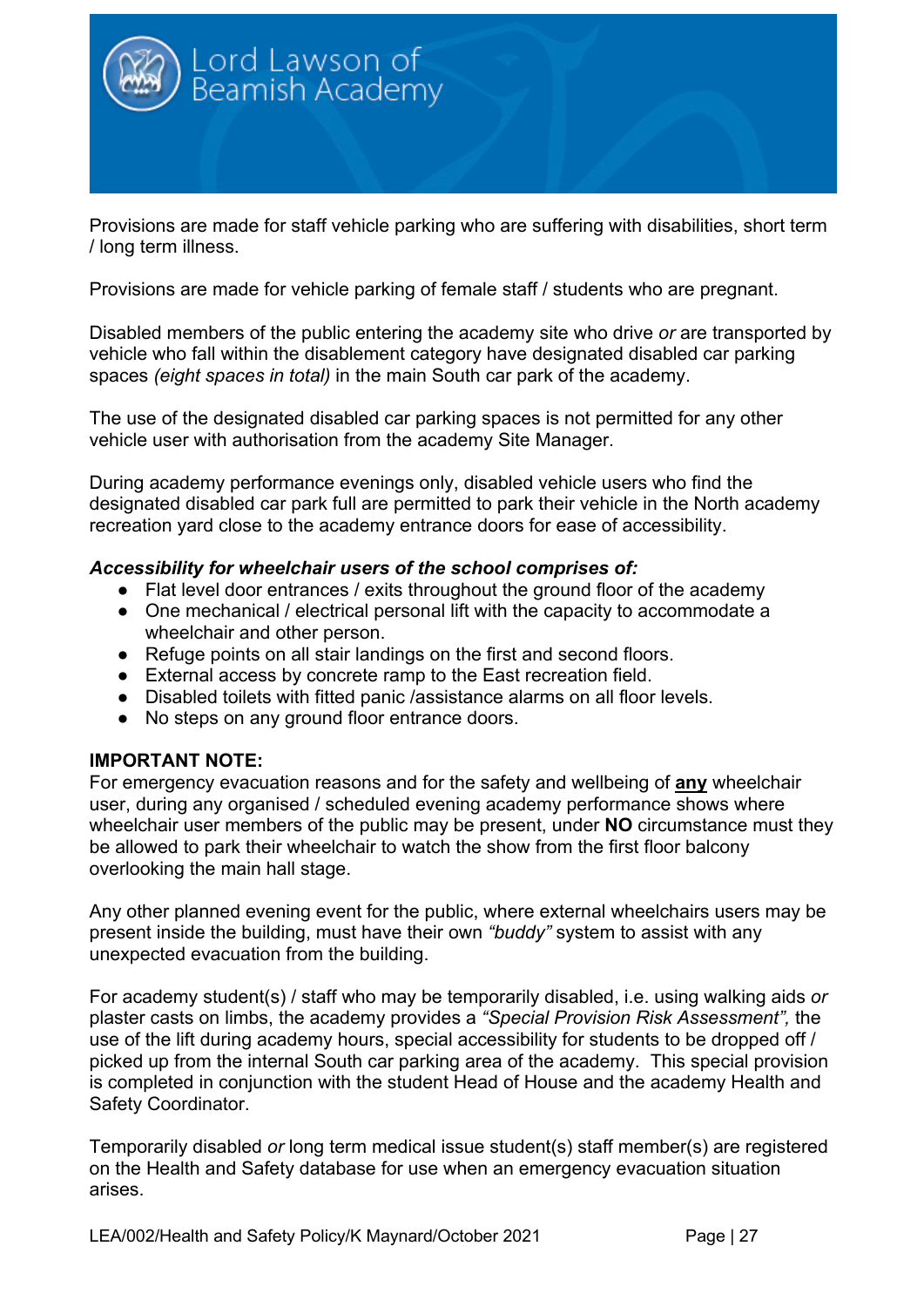Provisions are made for staff vehicle parking who are suffering with disabilities, short term / long term illness.

Provisions are made for vehicle parking of female staff / students who are pregnant.

Disabled members of the public entering the academy site who drive *or* are transported by vehicle who fall within the disablement category have designated disabled car parking spaces *(eight spaces in total)* in the main South car park of the academy.

The use of the designated disabled car parking spaces is not permitted for any other vehicle user with authorisation from the academy Site Manager.

During academy performance evenings only, disabled vehicle users who find the designated disabled car park full are permitted to park their vehicle in the North academy recreation yard close to the academy entrance doors for ease of accessibility.

***Accessibility for wheelchair users of the school comprises of:***

- Flat level door entrances / exits throughout the ground floor of the academy
- One mechanical / electrical personal lift with the capacity to accommodate a wheelchair and other person.
- Refuge points on all stair landings on the first and second floors.
- External access by concrete ramp to the East recreation field.
- Disabled toilets with fitted panic /assistance alarms on all floor levels.
- No steps on any ground floor entrance doors.

**IMPORTANT NOTE:**
For emergency evacuation reasons and for the safety and wellbeing of **<u>any</u>** wheelchair user, during any organised / scheduled evening academy performance shows where wheelchair user members of the public may be present, under **NO** circumstance must they be allowed to park their wheelchair to watch the show from the first floor balcony overlooking the main hall stage.

Any other planned evening event for the public, where external wheelchairs users may be present inside the building, must have their own *"buddy"* system to assist with any unexpected evacuation from the building.

For academy student(s) / staff who may be temporarily disabled, i.e. using walking aids *or* plaster casts on limbs, the academy provides a *"Special Provision Risk Assessment",* the use of the lift during academy hours, special accessibility for students to be dropped off / picked up from the internal South car parking area of the academy. This special provision is completed in conjunction with the student Head of House and the academy Health and Safety Coordinator.

Temporarily disabled *or* long term medical issue student(s) staff member(s) are registered on the Health and Safety database for use when an emergency evacuation situation arises.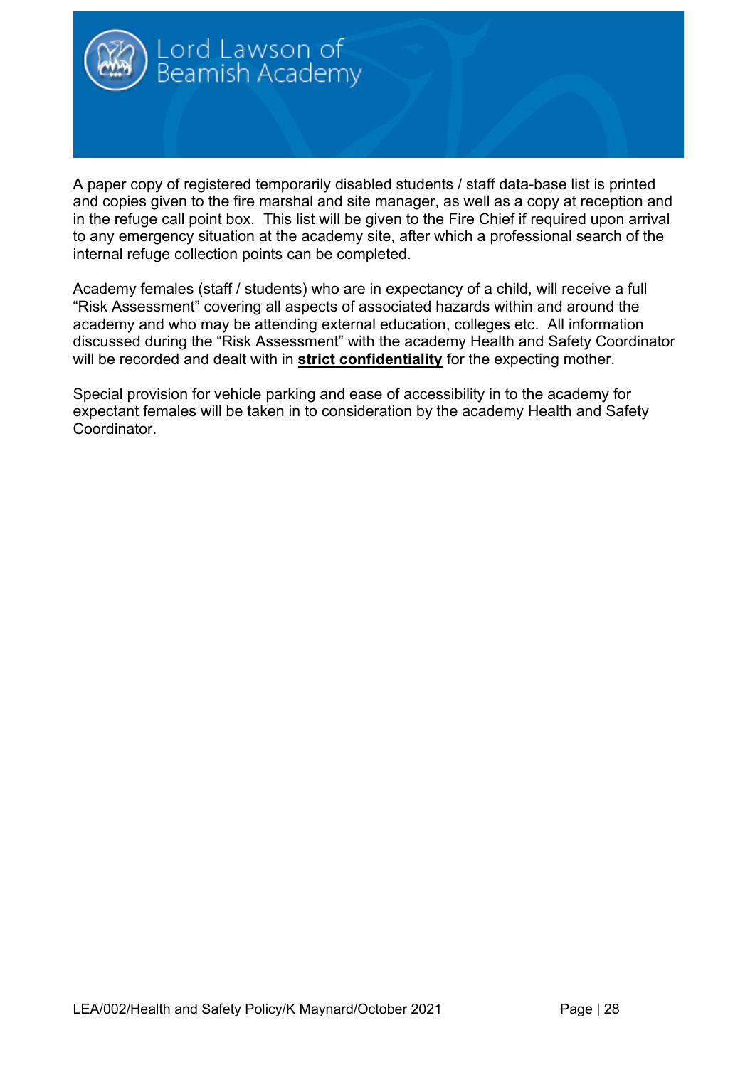A paper copy of registered temporarily disabled students / staff data-base list is printed and copies given to the fire marshal and site manager, as well as a copy at reception and in the refuge call point box. This list will be given to the Fire Chief if required upon arrival to any emergency situation at the academy site, after which a professional search of the internal refuge collection points can be completed.

Academy females (staff / students) who are in expectancy of a child, will receive a full "Risk Assessment" covering all aspects of associated hazards within and around the academy and who may be attending external education, colleges etc. All information discussed during the "Risk Assessment" with the academy Health and Safety Coordinator will be recorded and dealt with in <u>**strict confidentiality**</u> for the expecting mother.

Special provision for vehicle parking and ease of accessibility in to the academy for expectant females will be taken in to consideration by the academy Health and Safety Coordinator.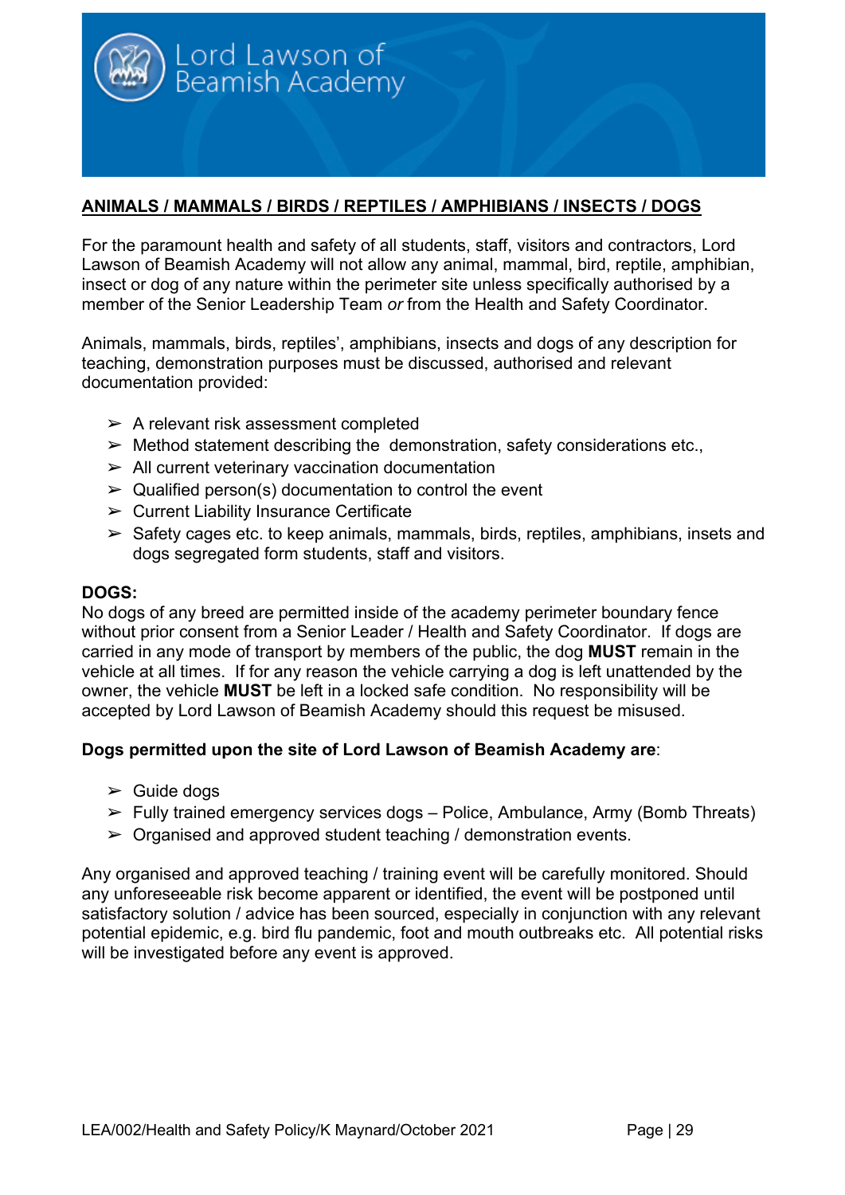## ANIMALS / MAMMALS / BIRDS / REPTILES / AMPHIBIANS / INSECTS / DOGS

For the paramount health and safety of all students, staff, visitors and contractors, Lord Lawson of Beamish Academy will not allow any animal, mammal, bird, reptile, amphibian, insect or dog of any nature within the perimeter site unless specifically authorised by a member of the Senior Leadership Team *or* from the Health and Safety Coordinator.

Animals, mammals, birds, reptiles', amphibians, insects and dogs of any description for teaching, demonstration purposes must be discussed, authorised and relevant documentation provided:

- A relevant risk assessment completed
- Method statement describing the demonstration, safety considerations etc.,
- All current veterinary vaccination documentation
- Qualified person(s) documentation to control the event
- Current Liability Insurance Certificate
- Safety cages etc. to keep animals, mammals, birds, reptiles, amphibians, insets and dogs segregated form students, staff and visitors.

**DOGS:**

No dogs of any breed are permitted inside of the academy perimeter boundary fence without prior consent from a Senior Leader / Health and Safety Coordinator. If dogs are carried in any mode of transport by members of the public, the dog **MUST** remain in the vehicle at all times. If for any reason the vehicle carrying a dog is left unattended by the owner, the vehicle **MUST** be left in a locked safe condition. No responsibility will be accepted by Lord Lawson of Beamish Academy should this request be misused.

**Dogs permitted upon the site of Lord Lawson of Beamish Academy are**:

- Guide dogs
- Fully trained emergency services dogs – Police, Ambulance, Army (Bomb Threats)
- Organised and approved student teaching / demonstration events.

Any organised and approved teaching / training event will be carefully monitored. Should any unforeseeable risk become apparent or identified, the event will be postponed until satisfactory solution / advice has been sourced, especially in conjunction with any relevant potential epidemic, e.g. bird flu pandemic, foot and mouth outbreaks etc. All potential risks will be investigated before any event is approved.